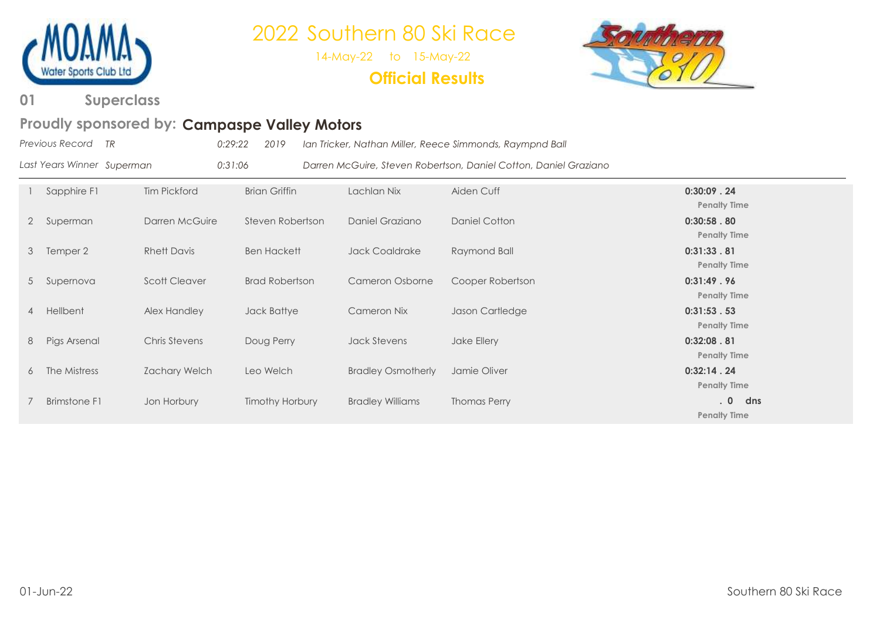**MOAMA Water Sports Club Ltd**

# 2022 Southern 80 Ski Race

14-May-22 to 15-May-22

**Official Results**

## 01 Superclass

### Proudly sponsored by: **Campaspe Valley Motors**

*Previous Record TR 0:29:22 2019 Ian Tricker, Nathan Miller, Reece Simmonds, Raympnd Ball*

*Last Years Winner Superman 0:31:06 Darren McGuire, Steven Robertson, Daniel Cotton, Daniel Graziano*

| | Boat | | | | | Time |
|---|---|---|---|---|---|---|
| 1 | Sapphire F1 | Tim Pickford | Brian Griffin | Lachlan Nix | Aiden Cuff | **0:30:09 . 24**<br>**Penalty Time** |
| 2 | Superman | Darren McGuire | Steven Robertson | Daniel Graziano | Daniel Cotton | **0:30:58 . 80**<br>**Penalty Time** |
| 3 | Temper 2 | Rhett Davis | Ben Hackett | Jack Coaldrake | Raymond Ball | **0:31:33 . 81**<br>**Penalty Time** |
| 5 | Supernova | Scott Cleaver | Brad Robertson | Cameron Osborne | Cooper Robertson | **0:31:49 . 96**<br>**Penalty Time** |
| 4 | Hellbent | Alex Handley | Jack Battye | Cameron Nix | Jason Cartledge | **0:31:53 . 53**<br>**Penalty Time** |
| 8 | Pigs Arsenal | Chris Stevens | Doug Perry | Jack Stevens | Jake Ellery | **0:32:08 . 81**<br>**Penalty Time** |
| 6 | The Mistress | Zachary Welch | Leo Welch | Bradley Osmotherly | Jamie Oliver | **0:32:14 . 24**<br>**Penalty Time** |
| 7 | Brimstone F1 | Jon Horbury | Timothy Horbury | Bradley Williams | Thomas Perry | **. 0 dns**<br>**Penalty Time** |

01-Jun-22 Southern 80 Ski Race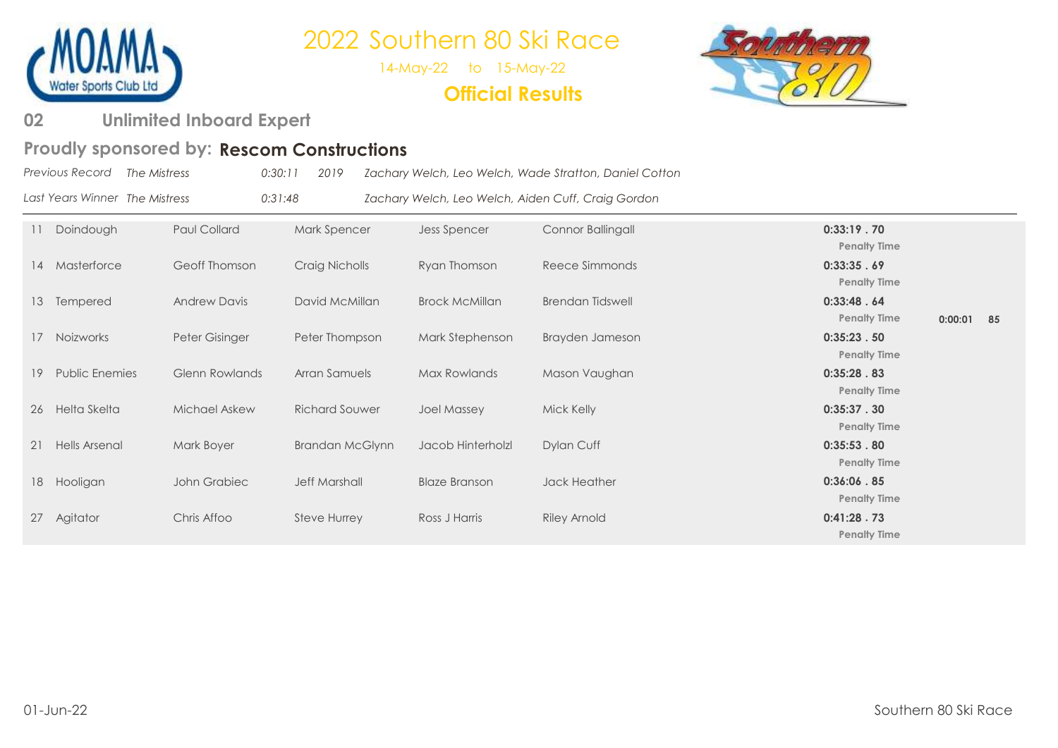# 2022 Southern 80 Ski Race

14-May-22 to 15-May-22

**Official Results**

## 02 Unlimited Inboard Expert

### Proudly sponsored by: Rescom Constructions

| | | | | |
|---|---|---|---|---|
| *Previous Record* | *The Mistress* | *0:30:11* | *2019* | *Zachary Welch, Leo Welch, Wade Stratton, Daniel Cotton* |
| *Last Years Winner* | *The Mistress* | *0:31:48* | | *Zachary Welch, Leo Welch, Aiden Cuff, Craig Gordon* |

| No. | Boat | Driver | Observer | Skier | Skier | Time | Penalty Time |
|---|---|---|---|---|---|---|---|
| 11 | Doindough | Paul Collard | Mark Spencer | Jess Spencer | Connor Ballingall | **0:33:19 . 70** | |
| 14 | Masterforce | Geoff Thomson | Craig Nicholls | Ryan Thomson | Reece Simmonds | **0:33:35 . 69** | |
| 13 | Tempered | Andrew Davis | David McMillan | Brock McMillan | Brendan Tidswell | **0:33:48 . 64** | **0:00:01 85** |
| 17 | Noizworks | Peter Gisinger | Peter Thompson | Mark Stephenson | Brayden Jameson | **0:35:23 . 50** | |
| 19 | Public Enemies | Glenn Rowlands | Arran Samuels | Max Rowlands | Mason Vaughan | **0:35:28 . 83** | |
| 26 | Helta Skelta | Michael Askew | Richard Souwer | Joel Massey | Mick Kelly | **0:35:37 . 30** | |
| 21 | Hells Arsenal | Mark Boyer | Brandan McGlynn | Jacob Hinterholzl | Dylan Cuff | **0:35:53 . 80** | |
| 18 | Hooligan | John Grabiec | Jeff Marshall | Blaze Branson | Jack Heather | **0:36:06 . 85** | |
| 27 | Agitator | Chris Affoo | Steve Hurrey | Ross J Harris | Riley Arnold | **0:41:28 . 73** | |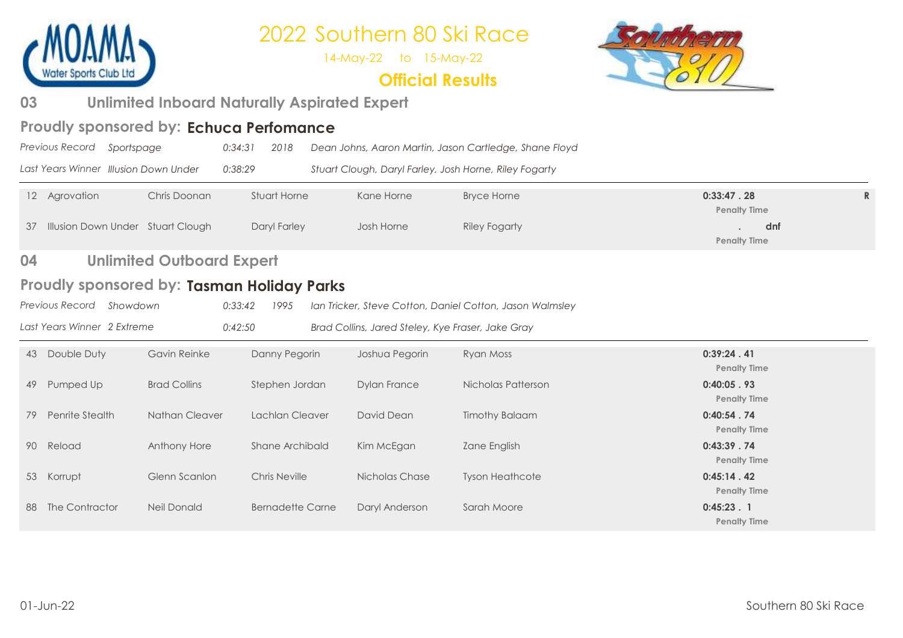# 2022 Southern 80 Ski Race

14-May-22 to 15-May-22

**Official Results**

## 03 Unlimited Inboard Naturally Aspirated Expert

### Proudly sponsored by: **Echuca Perfomance**

*Previous Record Sportspage 0:34:31 2018 Dean Johns, Aaron Martin, Jason Cartledge, Shane Floyd*

*Last Years Winner Illusion Down Under 0:38:29 Stuart Clough, Daryl Farley, Josh Horne, Riley Fogarty*

| No. | Boat | Driver | Observer | Skier | Skier | Time | |
|---|---|---|---|---|---|---|---|
| 12 | Agrovation | Chris Doonan | Stuart Horne | Kane Horne | Bryce Horne | **0:33:47 . 28** Penalty Time | **R** |
| 37 | Illusion Down Under | Stuart Clough | Daryl Farley | Josh Horne | Riley Fogarty | **. dnf** Penalty Time | |

## 04 Unlimited Outboard Expert

### Proudly sponsored by: **Tasman Holiday Parks**

*Previous Record Showdown 0:33:42 1995 Ian Tricker, Steve Cotton, Daniel Cotton, Jason Walmsley*

*Last Years Winner 2 Extreme 0:42:50 Brad Collins, Jared Steley, Kye Fraser, Jake Gray*

| No. | Boat | Driver | Observer | Skier | Skier | Time |
|---|---|---|---|---|---|---|
| 43 | Double Duty | Gavin Reinke | Danny Pegorin | Joshua Pegorin | Ryan Moss | **0:39:24 . 41** Penalty Time |
| 49 | Pumped Up | Brad Collins | Stephen Jordan | Dylan France | Nicholas Patterson | **0:40:05 . 93** Penalty Time |
| 79 | Penrite Stealth | Nathan Cleaver | Lachlan Cleaver | David Dean | Timothy Balaam | **0:40:54 . 74** Penalty Time |
| 90 | Reload | Anthony Hore | Shane Archibald | Kim McEgan | Zane English | **0:43:39 . 74** Penalty Time |
| 53 | Korrupt | Glenn Scanlon | Chris Neville | Nicholas Chase | Tyson Heathcote | **0:45:14 . 42** Penalty Time |
| 88 | The Contractor | Neil Donald | Bernadette Carne | Daryl Anderson | Sarah Moore | **0:45:23 . 1** Penalty Time |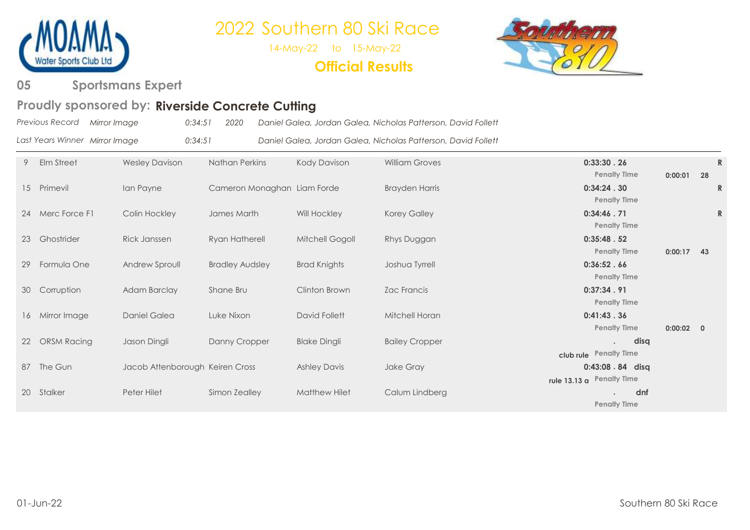# 2022 Southern 80 Ski Race

14-May-22 to 15-May-22

**Official Results**

## 05 Sportsmans Expert

### Proudly sponsored by: **Riverside Concrete Cutting**

*Previous Record* *Mirror Image* *0:34:51* *2020* *Daniel Galea, Jordan Galea, Nicholas Patterson, David Follett*

*Last Years Winner* *Mirror Image* *0:34:51* *Daniel Galea, Jordan Galea, Nicholas Patterson, David Follett*

| No. | Boat | Driver | Observer | Skier | Skier | Note | Time / Penalty Time | Penalty | | |
|---|---|---|---|---|---|---|---|---|---|---|
| 9 | Elm Street | Wesley Davison | Nathan Perkins | Kody Davison | William Groves | | **0:33:30 . 26** | | | **R** |
| | | | | | | | Penalty Time | **0:00:01** | **28** | |
| 15 | Primevil | Ian Payne | Cameron Monaghan | Liam Forde | Brayden Harris | | **0:34:24 . 30** | | | **R** |
| | | | | | | | Penalty Time | | | |
| 24 | Merc Force F1 | Colin Hockley | James Marth | Will Hockley | Korey Galley | | **0:34:46 . 71** | | | **R** |
| | | | | | | | Penalty Time | | | |
| 23 | Ghostrider | Rick Janssen | Ryan Hatherell | Mitchell Gogoll | Rhys Duggan | | **0:35:48 . 52** | | | |
| | | | | | | | Penalty Time | **0:00:17** | **43** | |
| 29 | Formula One | Andrew Sproull | Bradley Audsley | Brad Knights | Joshua Tyrrell | | **0:36:52 . 66** | | | |
| | | | | | | | Penalty Time | | | |
| 30 | Corruption | Adam Barclay | Shane Bru | Clinton Brown | Zac Francis | | **0:37:34 . 91** | | | |
| | | | | | | | Penalty Time | | | |
| 16 | Mirror Image | Daniel Galea | Luke Nixon | David Follett | Mitchell Horan | | **0:41:43 . 36** | | | |
| | | | | | | | Penalty Time | **0:00:02** | **0** | |
| 22 | ORSM Racing | Jason Dingli | Danny Cropper | Blake Dingli | Bailey Cropper | | **. disq** | | | |
| | | | | | | **club rule** | Penalty Time | | | |
| 87 | The Gun | Jacob Attenborough | Keiren Cross | Ashley Davis | Jake Gray | | **0:43:08 . 84 disq** | | | |
| | | | | | | **rule 13.13 a** | Penalty Time | | | |
| 20 | Stalker | Peter Hilet | Simon Zealley | Matthew Hilet | Calum Lindberg | | **. dnf** | | | |
| | | | | | | | Penalty Time | | | |

01-Jun-22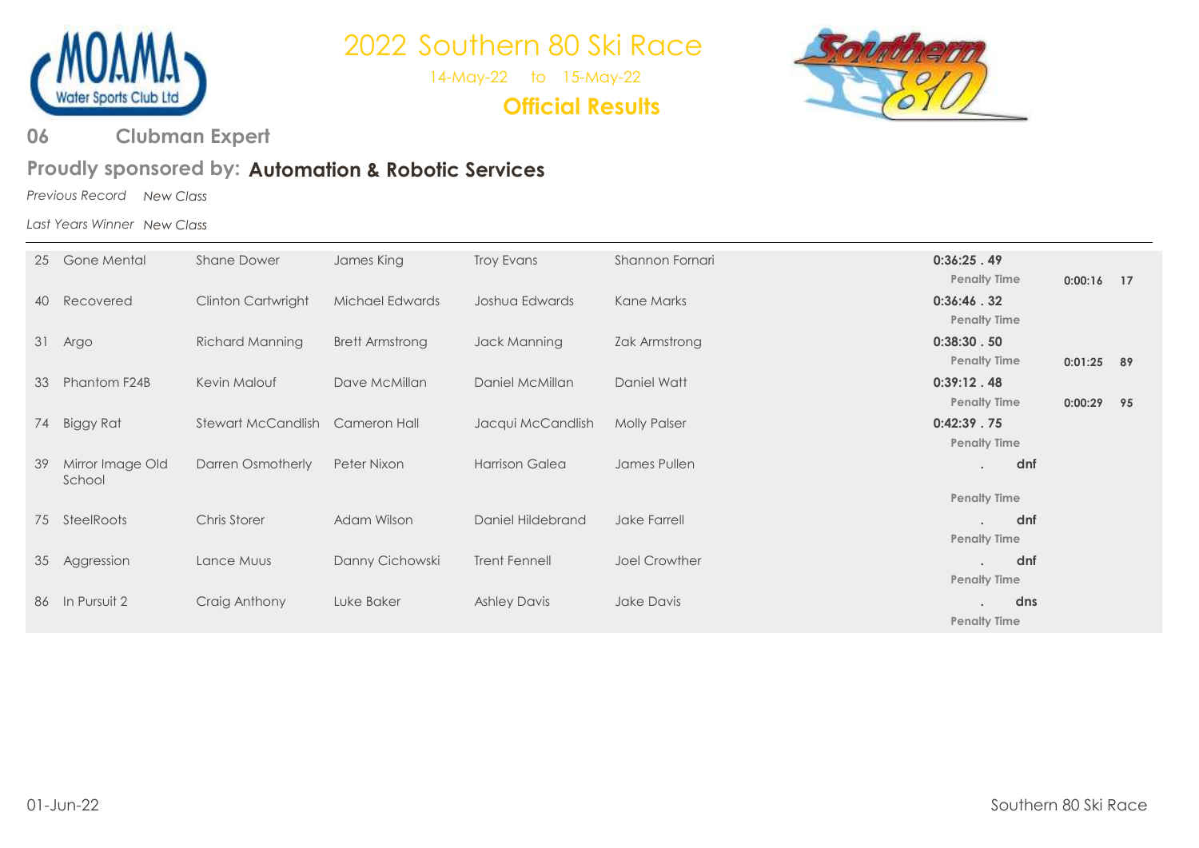# 2022 Southern 80 Ski Race

14-May-22 to 15-May-22

**Official Results**

## 06 Clubman Expert

### Proudly sponsored by: **Automation & Robotic Services**

*Previous Record* *New Class*

*Last Years Winner* *New Class*

| No. | Boat | Driver | Observer | Skier | Skier | Time | Penalty Time | |
|---|---|---|---|---|---|---|---|---|
| 25 | Gone Mental | Shane Dower | James King | Troy Evans | Shannon Fornari | **0:36:25 . 49** | 0:00:16 | 17 |
| 40 | Recovered | Clinton Cartwright | Michael Edwards | Joshua Edwards | Kane Marks | **0:36:46 . 32** | | |
| 31 | Argo | Richard Manning | Brett Armstrong | Jack Manning | Zak Armstrong | **0:38:30 . 50** | 0:01:25 | 89 |
| 33 | Phantom F24B | Kevin Malouf | Dave McMillan | Daniel McMillan | Daniel Watt | **0:39:12 . 48** | 0:00:29 | 95 |
| 74 | Biggy Rat | Stewart McCandlish | Cameron Hall | Jacqui McCandlish | Molly Palser | **0:42:39 . 75** | | |
| 39 | Mirror Image Old School | Darren Osmotherly | Peter Nixon | Harrison Galea | James Pullen | . **dnf** | | |
| 75 | SteelRoots | Chris Storer | Adam Wilson | Daniel Hildebrand | Jake Farrell | . **dnf** | | |
| 35 | Aggression | Lance Muus | Danny Cichowski | Trent Fennell | Joel Crowther | . **dnf** | | |
| 86 | In Pursuit 2 | Craig Anthony | Luke Baker | Ashley Davis | Jake Davis | . **dns** | | |

01-Jun-22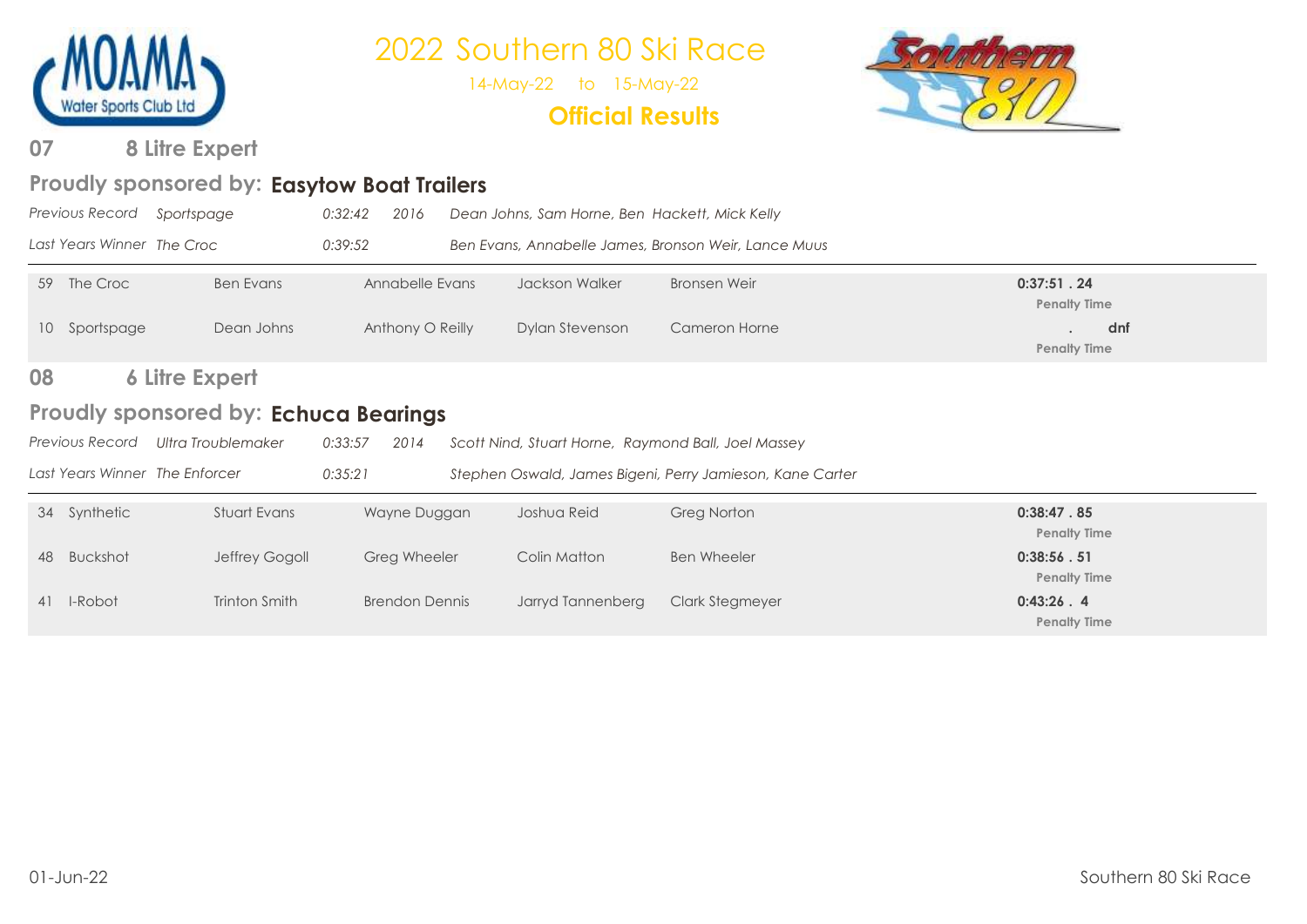# 2022 Southern 80 Ski Race

14-May-22 to 15-May-22

**Official Results**

## 07 8 Litre Expert

### Proudly sponsored by: Easytow Boat Trailers

*Previous Record Sportspage 0:32:42 2016 Dean Johns, Sam Horne, Ben Hackett, Mick Kelly*

*Last Years Winner The Croc 0:39:52 Ben Evans, Annabelle James, Bronson Weir, Lance Muus*

| No. | Boat | Driver | Observer | Skier | Skier | Time |
|---|---|---|---|---|---|---|
| 59 | The Croc | Ben Evans | Annabelle Evans | Jackson Walker | Bronsen Weir | 0:37:51 . 24 Penalty Time |
| 10 | Sportspage | Dean Johns | Anthony O Reilly | Dylan Stevenson | Cameron Horne | . dnf Penalty Time |

## 08 6 Litre Expert

### Proudly sponsored by: Echuca Bearings

*Previous Record Ultra Troublemaker 0:33:57 2014 Scott Nind, Stuart Horne, Raymond Ball, Joel Massey*

*Last Years Winner The Enforcer 0:35:21 Stephen Oswald, James Bigeni, Perry Jamieson, Kane Carter*

| No. | Boat | Driver | Observer | Skier | Skier | Time |
|---|---|---|---|---|---|---|
| 34 | Synthetic | Stuart Evans | Wayne Duggan | Joshua Reid | Greg Norton | 0:38:47 . 85 Penalty Time |
| 48 | Buckshot | Jeffrey Gogoll | Greg Wheeler | Colin Matton | Ben Wheeler | 0:38:56 . 51 Penalty Time |
| 41 | I-Robot | Trinton Smith | Brendon Dennis | Jarryd Tannenberg | Clark Stegmeyer | 0:43:26 . 4 Penalty Time |

01-Jun-22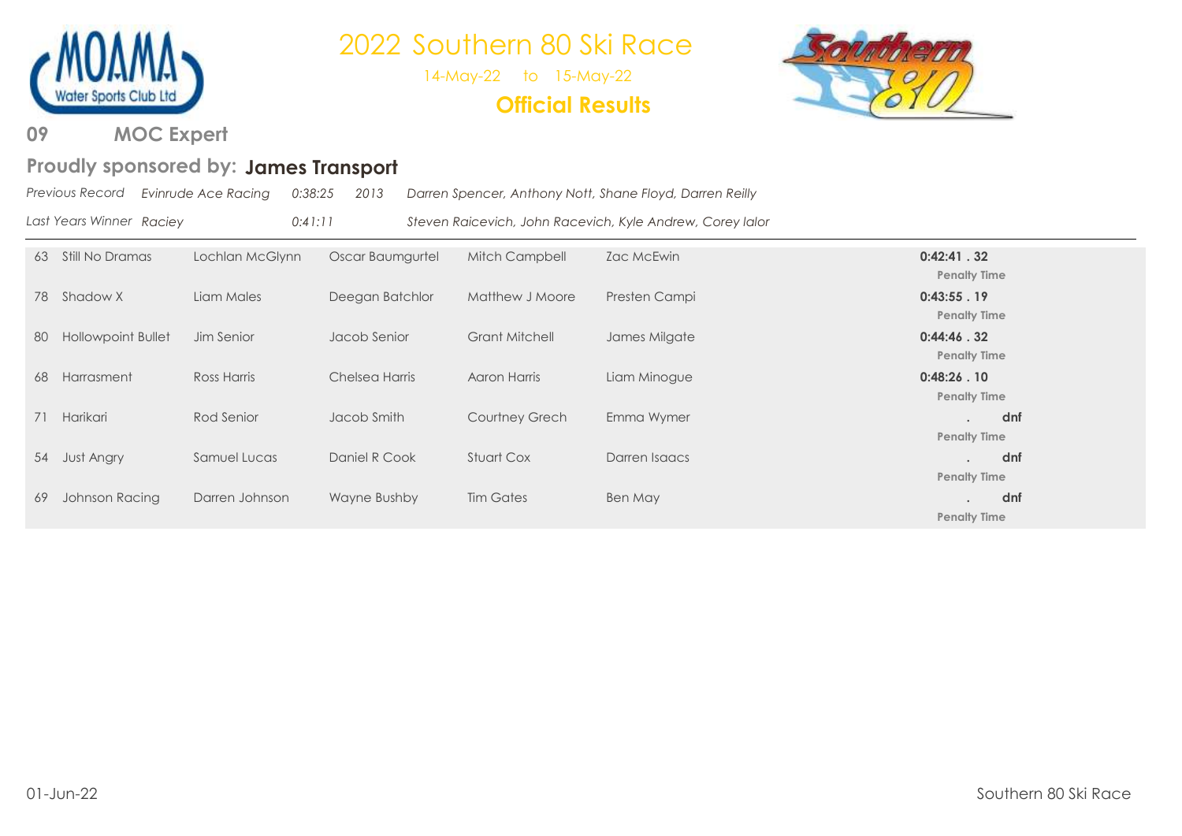# 2022 Southern 80 Ski Race

14-May-22 to 15-May-22

**Official Results**

## 09 MOC Expert

### Proudly sponsored by: **James Transport**

*Previous Record* *Evinrude Ace Racing* *0:38:25* *2013* *Darren Spencer, Anthony Nott, Shane Floyd, Darren Reilly*

*Last Years Winner* *Raciey* *0:41:11* *Steven Raicevich, John Racevich, Kyle Andrew, Corey lalor*

| No. | Boat | Driver | Observer | Skier | Skier | Time |
|---|---|---|---|---|---|---|
| 63 | Still No Dramas | Lochlan McGlynn | Oscar Baumgurtel | Mitch Campbell | Zac McEwin | **0:42:41 . 32** Penalty Time |
| 78 | Shadow X | Liam Males | Deegan Batchlor | Matthew J Moore | Presten Campi | **0:43:55 . 19** Penalty Time |
| 80 | Hollowpoint Bullet | Jim Senior | Jacob Senior | Grant Mitchell | James Milgate | **0:44:46 . 32** Penalty Time |
| 68 | Harrasment | Ross Harris | Chelsea Harris | Aaron Harris | Liam Minogue | **0:48:26 . 10** Penalty Time |
| 71 | Harikari | Rod Senior | Jacob Smith | Courtney Grech | Emma Wymer | . **dnf** Penalty Time |
| 54 | Just Angry | Samuel Lucas | Daniel R Cook | Stuart Cox | Darren Isaacs | . **dnf** Penalty Time |
| 69 | Johnson Racing | Darren Johnson | Wayne Bushby | Tim Gates | Ben May | . **dnf** Penalty Time |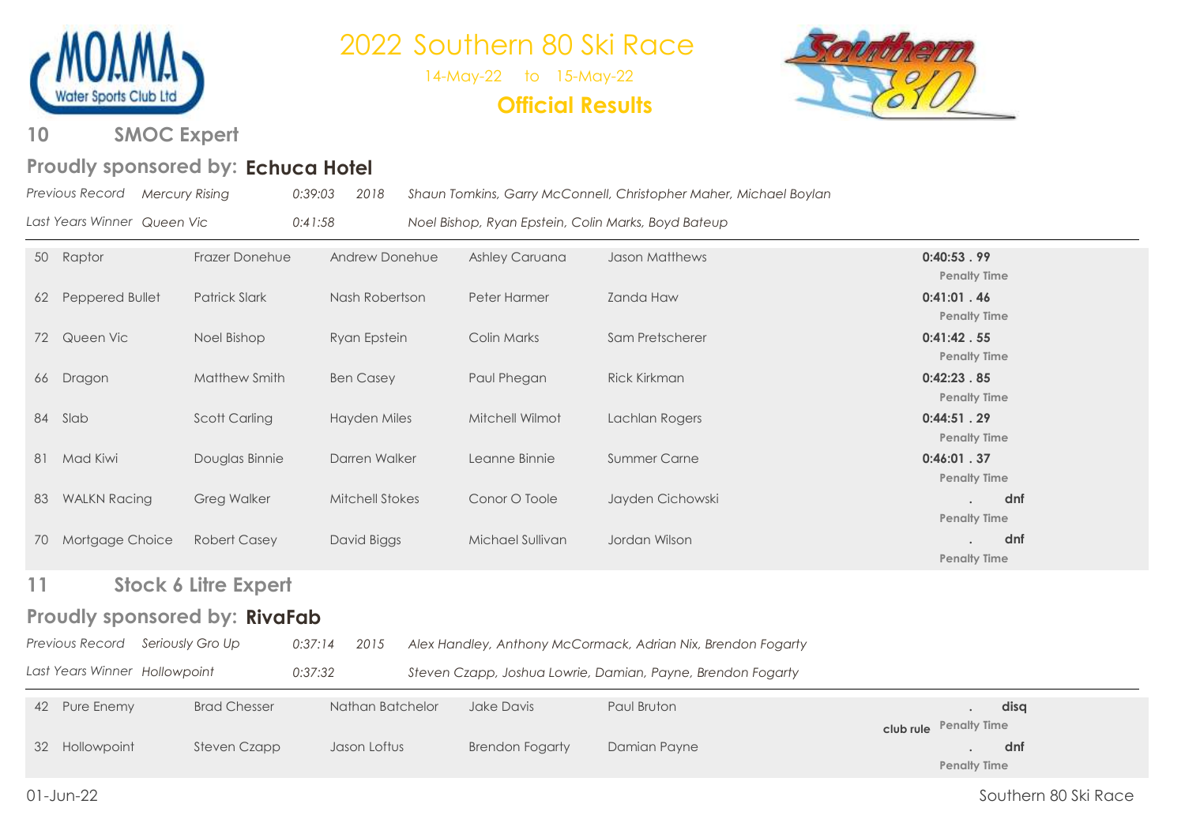# 2022 Southern 80 Ski Race

14-May-22 to 15-May-22

**Official Results**

## 10 SMOC Expert

### Proudly sponsored by: **Echuca Hotel**

*Previous Record Mercury Rising 0:39:03 2018 Shaun Tomkins, Garry McConnell, Christopher Maher, Michael Boylan*

*Last Years Winner Queen Vic 0:41:58 Noel Bishop, Ryan Epstein, Colin Marks, Boyd Bateup*

| No. | Boat | Crew 1 | Crew 2 | Crew 3 | Crew 4 | Time | Penalty Time |
|---|---|---|---|---|---|---|---|
| 50 | Raptor | Frazer Donehue | Andrew Donehue | Ashley Caruana | Jason Matthews | **0:40:53 . 99** | |
| 62 | Peppered Bullet | Patrick Slark | Nash Robertson | Peter Harmer | Zanda Haw | **0:41:01 . 46** | |
| 72 | Queen Vic | Noel Bishop | Ryan Epstein | Colin Marks | Sam Pretscherer | **0:41:42 . 55** | |
| 66 | Dragon | Matthew Smith | Ben Casey | Paul Phegan | Rick Kirkman | **0:42:23 . 85** | |
| 84 | Slab | Scott Carling | Hayden Miles | Mitchell Wilmot | Lachlan Rogers | **0:44:51 . 29** | |
| 81 | Mad Kiwi | Douglas Binnie | Darren Walker | Leanne Binnie | Summer Carne | **0:46:01 . 37** | |
| 83 | WALKN Racing | Greg Walker | Mitchell Stokes | Conor O Toole | Jayden Cichowski | **. dnf** | |
| 70 | Mortgage Choice | Robert Casey | David Biggs | Michael Sullivan | Jordan Wilson | **. dnf** | |

## 11 Stock 6 Litre Expert

### Proudly sponsored by: **RivaFab**

*Previous Record Seriously Gro Up 0:37:14 2015 Alex Handley, Anthony McCormack, Adrian Nix, Brendon Fogarty*

*Last Years Winner Hollowpoint 0:37:32 Steven Czapp, Joshua Lowrie, Damian, Payne, Brendon Fogarty*

| No. | Boat | Crew 1 | Crew 2 | Crew 3 | Crew 4 | Time | Penalty Time |
|---|---|---|---|---|---|---|---|
| 42 | Pure Enemy | Brad Chesser | Nathan Batchelor | Jake Davis | Paul Bruton | **. disq** | club rule |
| 32 | Hollowpoint | Steven Czapp | Jason Loftus | Brendon Fogarty | Damian Payne | **. dnf** | |

01-Jun-22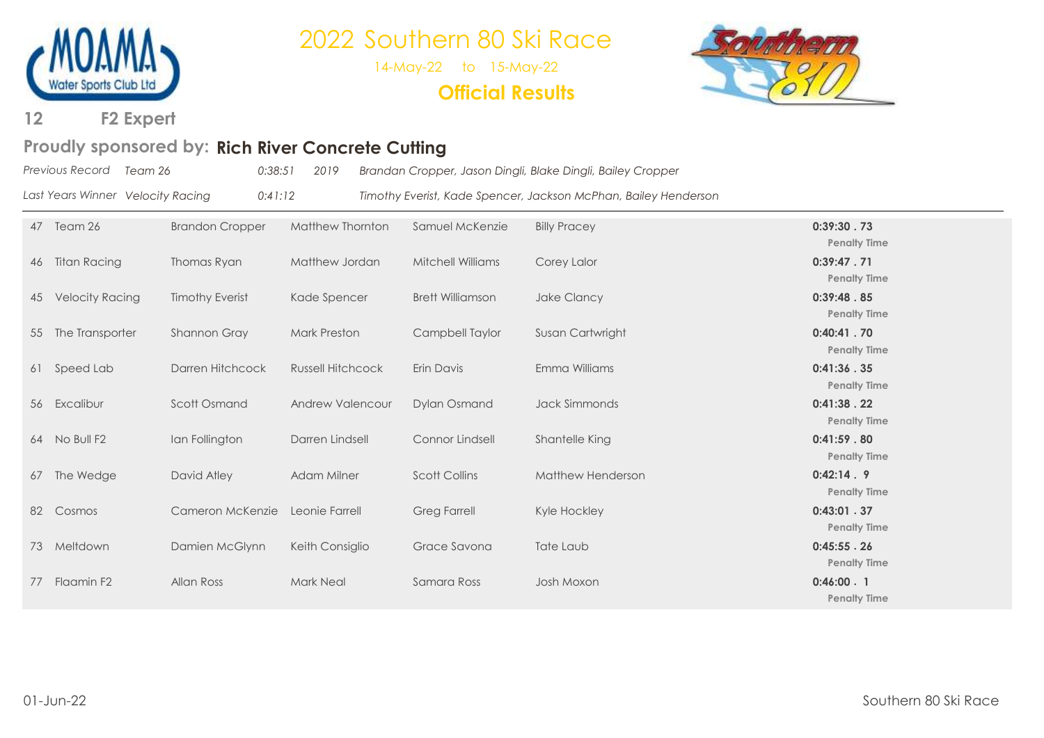# 2022 Southern 80 Ski Race

14-May-22 to 15-May-22

**Official Results**

## 12 F2 Expert

### Proudly sponsored by: **Rich River Concrete Cutting**

*Previous Record Team 26 0:38:51 2019 Brandan Cropper, Jason Dingli, Blake Dingli, Bailey Cropper*

*Last Years Winner Velocity Racing 0:41:12 Timothy Everist, Kade Spencer, Jackson McPhan, Bailey Henderson*

| No. | Team | Driver | Observer | Skier | Skier | Time |
|---|---|---|---|---|---|---|
| 47 | Team 26 | Brandon Cropper | Matthew Thornton | Samuel McKenzie | Billy Pracey | **0:39:30 . 73** **Penalty Time** |
| 46 | Titan Racing | Thomas Ryan | Matthew Jordan | Mitchell Williams | Corey Lalor | **0:39:47 . 71** **Penalty Time** |
| 45 | Velocity Racing | Timothy Everist | Kade Spencer | Brett Williamson | Jake Clancy | **0:39:48 . 85** **Penalty Time** |
| 55 | The Transporter | Shannon Gray | Mark Preston | Campbell Taylor | Susan Cartwright | **0:40:41 . 70** **Penalty Time** |
| 61 | Speed Lab | Darren Hitchcock | Russell Hitchcock | Erin Davis | Emma Williams | **0:41:36 . 35** **Penalty Time** |
| 56 | Excalibur | Scott Osmand | Andrew Valencour | Dylan Osmand | Jack Simmonds | **0:41:38 . 22** **Penalty Time** |
| 64 | No Bull F2 | Ian Follington | Darren Lindsell | Connor Lindsell | Shantelle King | **0:41:59 . 80** **Penalty Time** |
| 67 | The Wedge | David Atley | Adam Milner | Scott Collins | Matthew Henderson | **0:42:14 . 9** **Penalty Time** |
| 82 | Cosmos | Cameron McKenzie | Leonie Farrell | Greg Farrell | Kyle Hockley | **0:43:01 . 37** **Penalty Time** |
| 73 | Meltdown | Damien McGlynn | Keith Consiglio | Grace Savona | Tate Laub | **0:45:55 . 26** **Penalty Time** |
| 77 | Flaamin F2 | Allan Ross | Mark Neal | Samara Ross | Josh Moxon | **0:46:00 . 1** **Penalty Time** |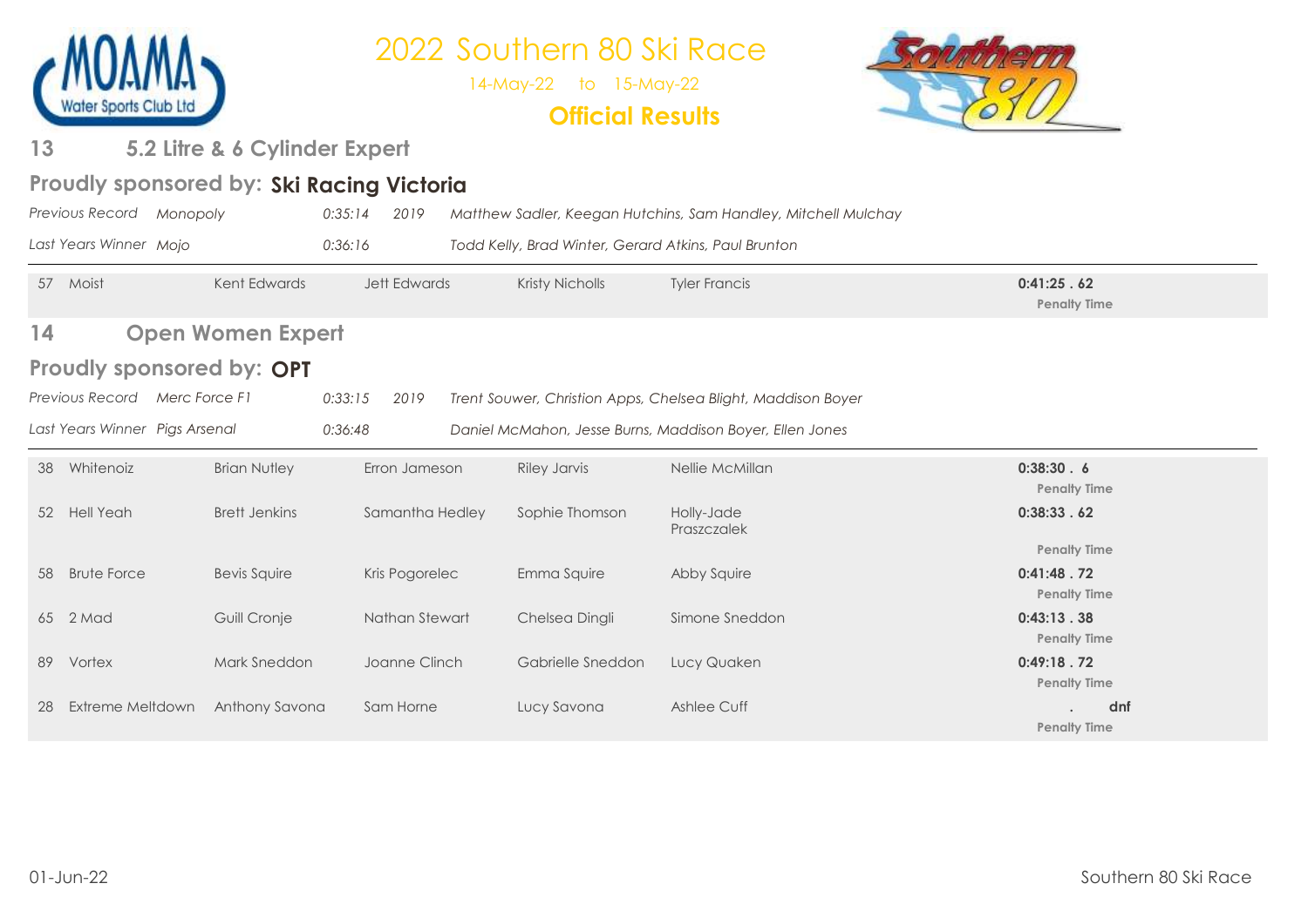# 2022 Southern 80 Ski Race

14-May-22 to 15-May-22

**Official Results**

## 13 5.2 Litre & 6 Cylinder Expert

### Proudly sponsored by: **Ski Racing Victoria**

*Previous Record Monopoly 0:35:14 2019 Matthew Sadler, Keegan Hutchins, Sam Handley, Mitchell Mulchay*

*Last Years Winner Mojo 0:36:16 Todd Kelly, Brad Winter, Gerard Atkins, Paul Brunton*

| No. | Boat | | | | | Time |
|---|---|---|---|---|---|---|
| 57 | Moist | Kent Edwards | Jett Edwards | Kristy Nicholls | Tyler Francis | **0:41:25 . 62** Penalty Time |

## 14 Open Women Expert

### Proudly sponsored by: **OPT**

*Previous Record Merc Force F1 0:33:15 2019 Trent Souwer, Christion Apps, Chelsea Blight, Maddison Boyer*

*Last Years Winner Pigs Arsenal 0:36:48 Daniel McMahon, Jesse Burns, Maddison Boyer, Ellen Jones*

| No. | Boat | | | | | Time |
|---|---|---|---|---|---|---|
| 38 | Whitenoiz | Brian Nutley | Erron Jameson | Riley Jarvis | Nellie McMillan | **0:38:30 . 6** Penalty Time |
| 52 | Hell Yeah | Brett Jenkins | Samantha Hedley | Sophie Thomson | Holly-Jade Praszczalek | **0:38:33 . 62** Penalty Time |
| 58 | Brute Force | Bevis Squire | Kris Pogorelec | Emma Squire | Abby Squire | **0:41:48 . 72** Penalty Time |
| 65 | 2 Mad | Guill Cronje | Nathan Stewart | Chelsea Dingli | Simone Sneddon | **0:43:13 . 38** Penalty Time |
| 89 | Vortex | Mark Sneddon | Joanne Clinch | Gabrielle Sneddon | Lucy Quaken | **0:49:18 . 72** Penalty Time |
| 28 | Extreme Meltdown | Anthony Savona | Sam Horne | Lucy Savona | Ashlee Cuff | **. dnf** Penalty Time |

01-Jun-22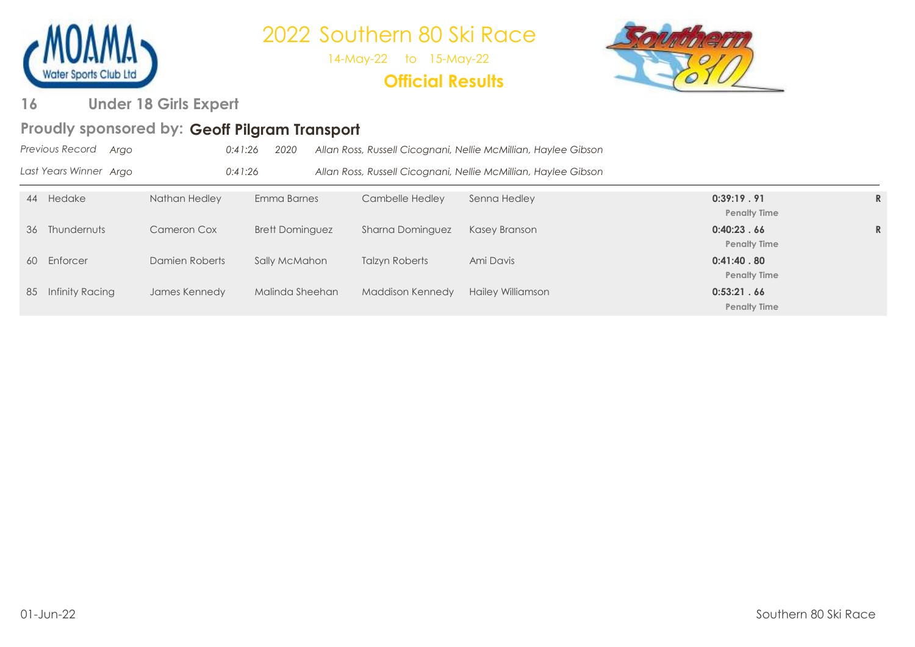# 2022 Southern 80 Ski Race

14-May-22 to 15-May-22

**Official Results**

## 16 Under 18 Girls Expert

### Proudly sponsored by: **Geoff Pilgram Transport**

*Previous Record Argo 0:41:26 2020 Allan Ross, Russell Cicognani, Nellie McMillian, Haylee Gibson*

*Last Years Winner Argo 0:41:26 Allan Ross, Russell Cicognani, Nellie McMillian, Haylee Gibson*

| No. | Team | Driver | Observer | Skier | Skier | Time | |
|---|---|---|---|---|---|---|---|
| 44 | Hedake | Nathan Hedley | Emma Barnes | Cambelle Hedley | Senna Hedley | **0:39:19 . 91** Penalty Time | **R** |
| 36 | Thundernuts | Cameron Cox | Brett Dominguez | Sharna Dominguez | Kasey Branson | **0:40:23 . 66** Penalty Time | **R** |
| 60 | Enforcer | Damien Roberts | Sally McMahon | Talzyn Roberts | Ami Davis | **0:41:40 . 80** Penalty Time | |
| 85 | Infinity Racing | James Kennedy | Malinda Sheehan | Maddison Kennedy | Hailey Williamson | **0:53:21 . 66** Penalty Time | |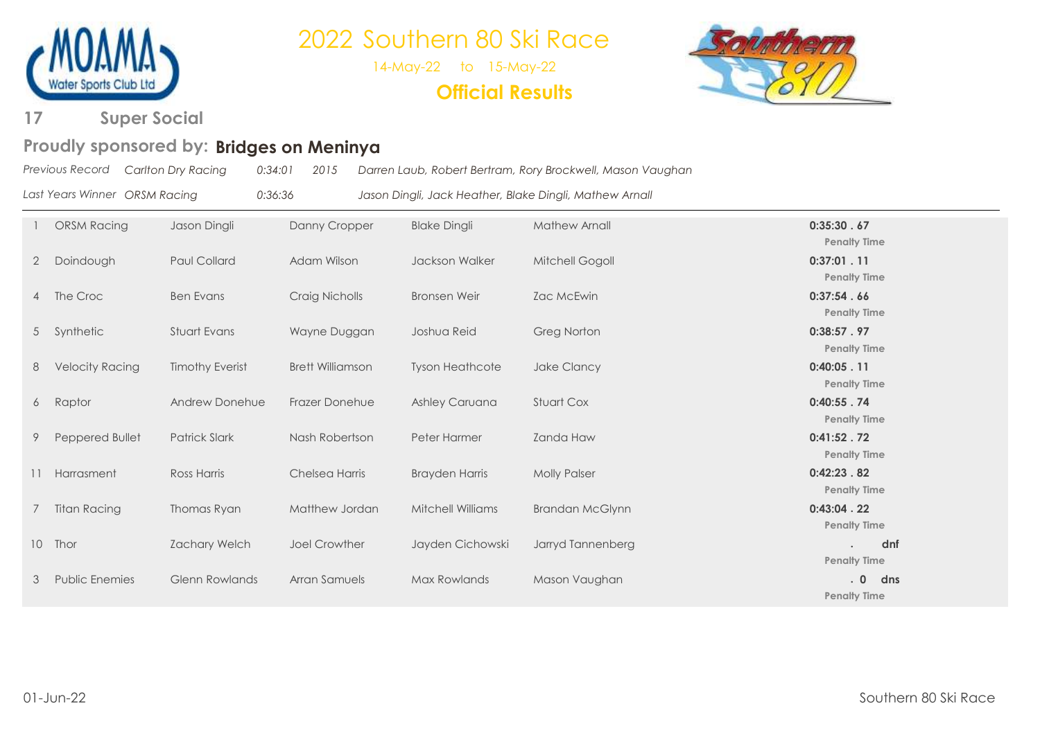# 2022 Southern 80 Ski Race

14-May-22 to 15-May-22

**Official Results**

## 17 Super Social

### Proudly sponsored by: **Bridges on Meninya**

*Previous Record* *Carlton Dry Racing* *0:34:01* *2015* *Darren Laub, Robert Bertram, Rory Brockwell, Mason Vaughan*

*Last Years Winner* *ORSM Racing* *0:36:36* *Jason Dingli, Jack Heather, Blake Dingli, Mathew Arnall*

| No. | Team | Driver | Observer | Skier | Skier | Time |
|---|---|---|---|---|---|---|
| 1 | ORSM Racing | Jason Dingli | Danny Cropper | Blake Dingli | Mathew Arnall | **0:35:30 . 67** Penalty Time |
| 2 | Doindough | Paul Collard | Adam Wilson | Jackson Walker | Mitchell Gogoll | **0:37:01 . 11** Penalty Time |
| 4 | The Croc | Ben Evans | Craig Nicholls | Bronsen Weir | Zac McEwin | **0:37:54 . 66** Penalty Time |
| 5 | Synthetic | Stuart Evans | Wayne Duggan | Joshua Reid | Greg Norton | **0:38:57 . 97** Penalty Time |
| 8 | Velocity Racing | Timothy Everist | Brett Williamson | Tyson Heathcote | Jake Clancy | **0:40:05 . 11** Penalty Time |
| 6 | Raptor | Andrew Donehue | Frazer Donehue | Ashley Caruana | Stuart Cox | **0:40:55 . 74** Penalty Time |
| 9 | Peppered Bullet | Patrick Slark | Nash Robertson | Peter Harmer | Zanda Haw | **0:41:52 . 72** Penalty Time |
| 11 | Harrasment | Ross Harris | Chelsea Harris | Brayden Harris | Molly Palser | **0:42:23 . 82** Penalty Time |
| 7 | Titan Racing | Thomas Ryan | Matthew Jordan | Mitchell Williams | Brandan McGlynn | **0:43:04 . 22** Penalty Time |
| 10 | Thor | Zachary Welch | Joel Crowther | Jayden Cichowski | Jarryd Tannenberg | **. dnf** Penalty Time |
| 3 | Public Enemies | Glenn Rowlands | Arran Samuels | Max Rowlands | Mason Vaughan | **. 0 dns** Penalty Time |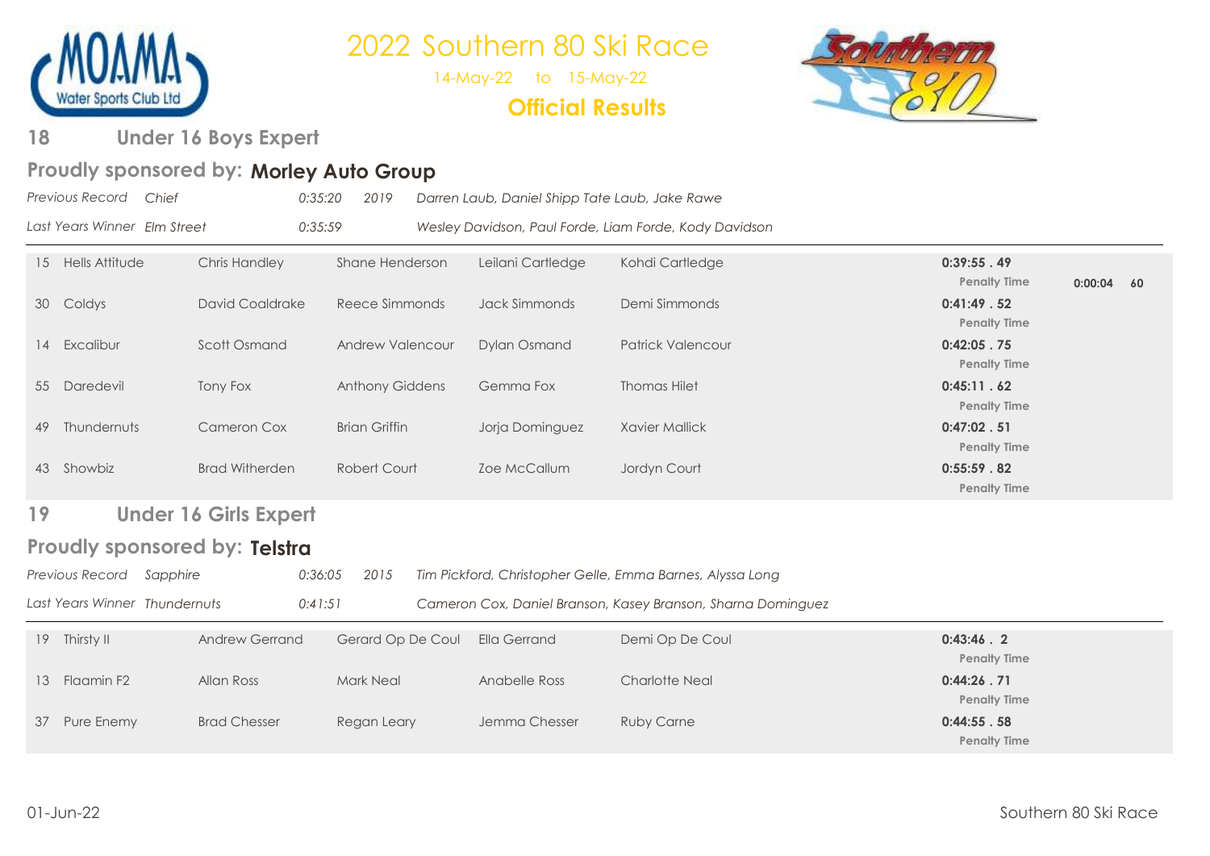# 2022 Southern 80 Ski Race

14-May-22 to 15-May-22

**Official Results**

## 18 Under 16 Boys Expert

### Proudly sponsored by: **Morley Auto Group**

*Previous Record Chief 0:35:20 2019 Darren Laub, Daniel Shipp Tate Laub, Jake Rawe*

*Last Years Winner Elm Street 0:35:59 Wesley Davidson, Paul Forde, Liam Forde, Kody Davidson*

| No. | Boat | Driver | Observer | Skier | Skier | Time | Penalty Time | |
|---|---|---|---|---|---|---|---|---|
| 15 | Hells Attitude | Chris Handley | Shane Henderson | Leilani Cartledge | Kohdi Cartledge | **0:39:55 . 49** | 0:00:04 | 60 |
| 30 | Coldys | David Coaldrake | Reece Simmonds | Jack Simmonds | Demi Simmonds | **0:41:49 . 52** | | |
| 14 | Excalibur | Scott Osmand | Andrew Valencour | Dylan Osmand | Patrick Valencour | **0:42:05 . 75** | | |
| 55 | Daredevil | Tony Fox | Anthony Giddens | Gemma Fox | Thomas Hilet | **0:45:11 . 62** | | |
| 49 | Thundernuts | Cameron Cox | Brian Griffin | Jorja Dominguez | Xavier Mallick | **0:47:02 . 51** | | |
| 43 | Showbiz | Brad Witherden | Robert Court | Zoe McCallum | Jordyn Court | **0:55:59 . 82** | | |

## 19 Under 16 Girls Expert

### Proudly sponsored by: **Telstra**

*Previous Record Sapphire 0:36:05 2015 Tim Pickford, Christopher Gelle, Emma Barnes, Alyssa Long*

*Last Years Winner Thundernuts 0:41:51 Cameron Cox, Daniel Branson, Kasey Branson, Sharna Dominguez*

| No. | Boat | Driver | Observer | Skier | Skier | Time | Penalty Time |
|---|---|---|---|---|---|---|---|
| 19 | Thirsty II | Andrew Gerrand | Gerard Op De Coul | Ella Gerrand | Demi Op De Coul | **0:43:46 . 2** | |
| 13 | Flaamin F2 | Allan Ross | Mark Neal | Anabelle Ross | Charlotte Neal | **0:44:26 . 71** | |
| 37 | Pure Enemy | Brad Chesser | Regan Leary | Jemma Chesser | Ruby Carne | **0:44:55 . 58** | |

01-Jun-22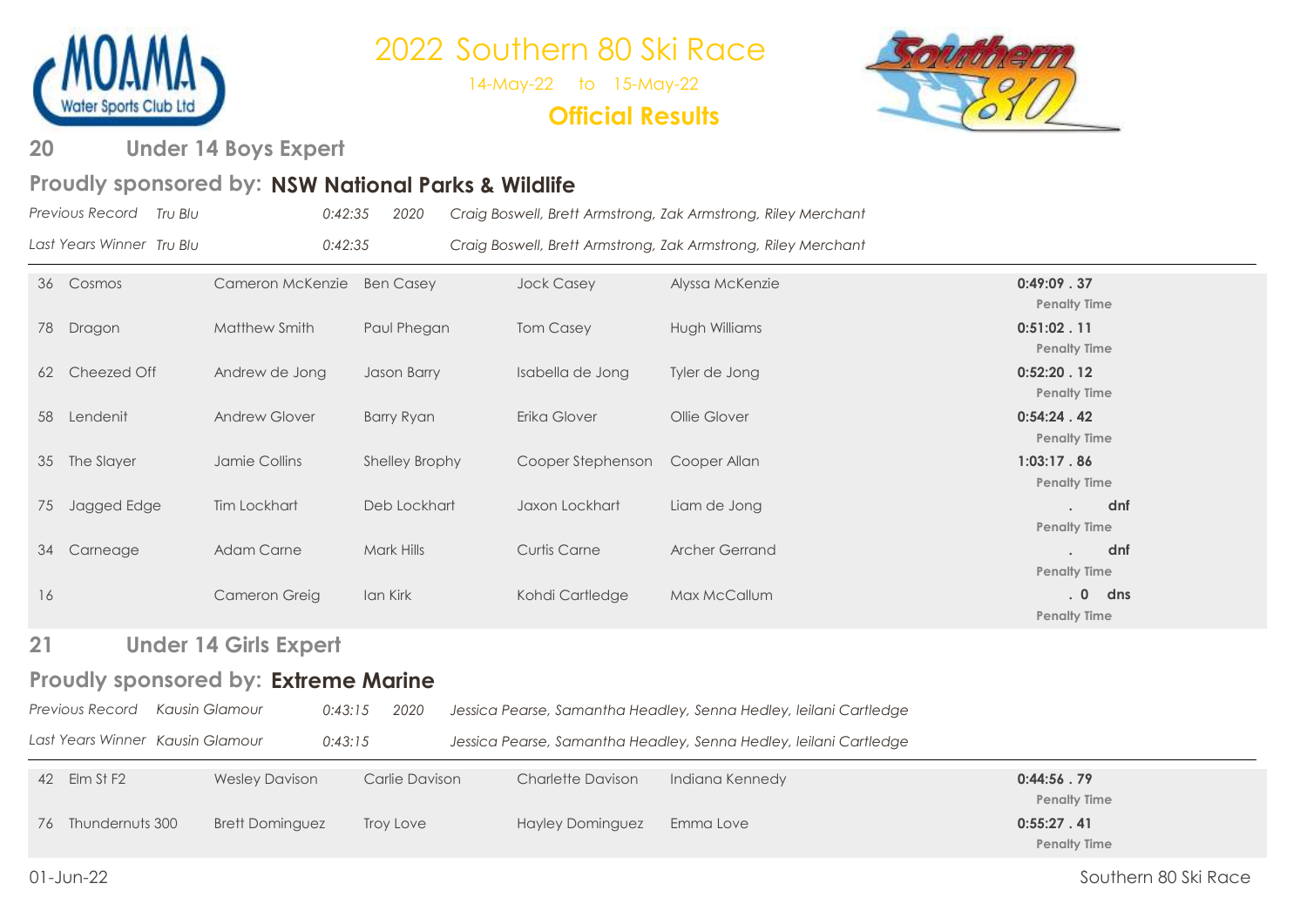# 2022 Southern 80 Ski Race

14-May-22 to 15-May-22

**Official Results**

## 20 Under 14 Boys Expert

### Proudly sponsored by: NSW National Parks & Wildlife

*Previous Record Tru Blu 0:42:35 2020 Craig Boswell, Brett Armstrong, Zak Armstrong, Riley Merchant*

*Last Years Winner Tru Blu 0:42:35 Craig Boswell, Brett Armstrong, Zak Armstrong, Riley Merchant*

| No. | Boat | Driver | Observer | Skier | Skier | Time |
|---|---|---|---|---|---|---|
| 36 | Cosmos | Cameron McKenzie | Ben Casey | Jock Casey | Alyssa McKenzie | **0:49:09 . 37** Penalty Time |
| 78 | Dragon | Matthew Smith | Paul Phegan | Tom Casey | Hugh Williams | **0:51:02 . 11** Penalty Time |
| 62 | Cheezed Off | Andrew de Jong | Jason Barry | Isabella de Jong | Tyler de Jong | **0:52:20 . 12** Penalty Time |
| 58 | Lendenit | Andrew Glover | Barry Ryan | Erika Glover | Ollie Glover | **0:54:24 . 42** Penalty Time |
| 35 | The Slayer | Jamie Collins | Shelley Brophy | Cooper Stephenson | Cooper Allan | **1:03:17 . 86** Penalty Time |
| 75 | Jagged Edge | Tim Lockhart | Deb Lockhart | Jaxon Lockhart | Liam de Jong | **. dnf** Penalty Time |
| 34 | Carneage | Adam Carne | Mark Hills | Curtis Carne | Archer Gerrand | **. dnf** Penalty Time |
| 16 | | Cameron Greig | Ian Kirk | Kohdi Cartledge | Max McCallum | **. 0 dns** Penalty Time |

## 21 Under 14 Girls Expert

### Proudly sponsored by: Extreme Marine

*Previous Record Kausin Glamour 0:43:15 2020 Jessica Pearse, Samantha Headley, Senna Hedley, leilani Cartledge*

*Last Years Winner Kausin Glamour 0:43:15 Jessica Pearse, Samantha Headley, Senna Hedley, leilani Cartledge*

| No. | Boat | Driver | Observer | Skier | Skier | Time |
|---|---|---|---|---|---|---|
| 42 | Elm St F2 | Wesley Davison | Carlie Davison | Charlette Davison | Indiana Kennedy | **0:44:56 . 79** Penalty Time |
| 76 | Thundernuts 300 | Brett Dominguez | Troy Love | Hayley Dominguez | Emma Love | **0:55:27 . 41** Penalty Time |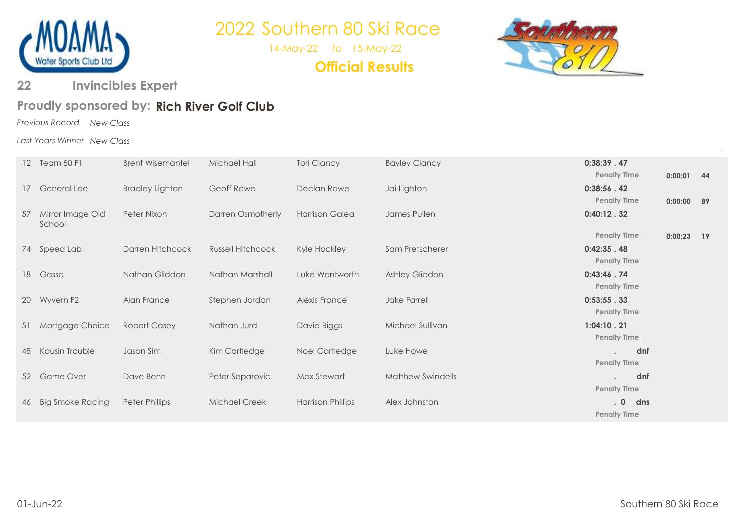# 2022 Southern 80 Ski Race

14-May-22 to 15-May-22

**Official Results**

## 22 Invincibles Expert

**Proudly sponsored by: Rich River Golf Club**

*Previous Record* *New Class*

*Last Years Winner* *New Class*

| No. | Team | Driver | Observer | Skier | Skier | Time | Penalty Time | Penalty Time Value | Position |
|---|---|---|---|---|---|---|---|---|---|
| 12 | Team 50 F1 | Brent Wisemantel | Michael Hall | Tori Clancy | Bayley Clancy | 0:38:39 . 47 | Penalty Time | 0:00:01 | 44 |
| 17 | General Lee | Bradley Lighton | Geoff Rowe | Declan Rowe | Jai Lighton | 0:38:56 . 42 | Penalty Time | 0:00:00 | 89 |
| 57 | Mirror Image Old School | Peter Nixon | Darren Osmotherly | Harrison Galea | James Pullen | 0:40:12 . 32 | Penalty Time | 0:00:23 | 19 |
| 74 | Speed Lab | Darren Hitchcock | Russell Hitchcock | Kyle Hockley | Sam Pretscherer | 0:42:35 . 48 | Penalty Time | | |
| 18 | Gassa | Nathan Gliddon | Nathan Marshall | Luke Wentworth | Ashley Gliddon | 0:43:46 . 74 | Penalty Time | | |
| 20 | Wyvern F2 | Alan France | Stephen Jordan | Alexis France | Jake Farrell | 0:53:55 . 33 | Penalty Time | | |
| 51 | Mortgage Choice | Robert Casey | Nathan Jurd | David Biggs | Michael Sullivan | 1:04:10 . 21 | Penalty Time | | |
| 48 | Kausin Trouble | Jason Sim | Kim Cartledge | Noel Cartledge | Luke Howe | . dnf | Penalty Time | | |
| 52 | Game Over | Dave Benn | Peter Separovic | Max Stewart | Matthew Swindells | . dnf | Penalty Time | | |
| 46 | Big Smoke Racing | Peter Phillips | Michael Creek | Harrison Phillips | Alex Johnston | . 0 dns | Penalty Time | | |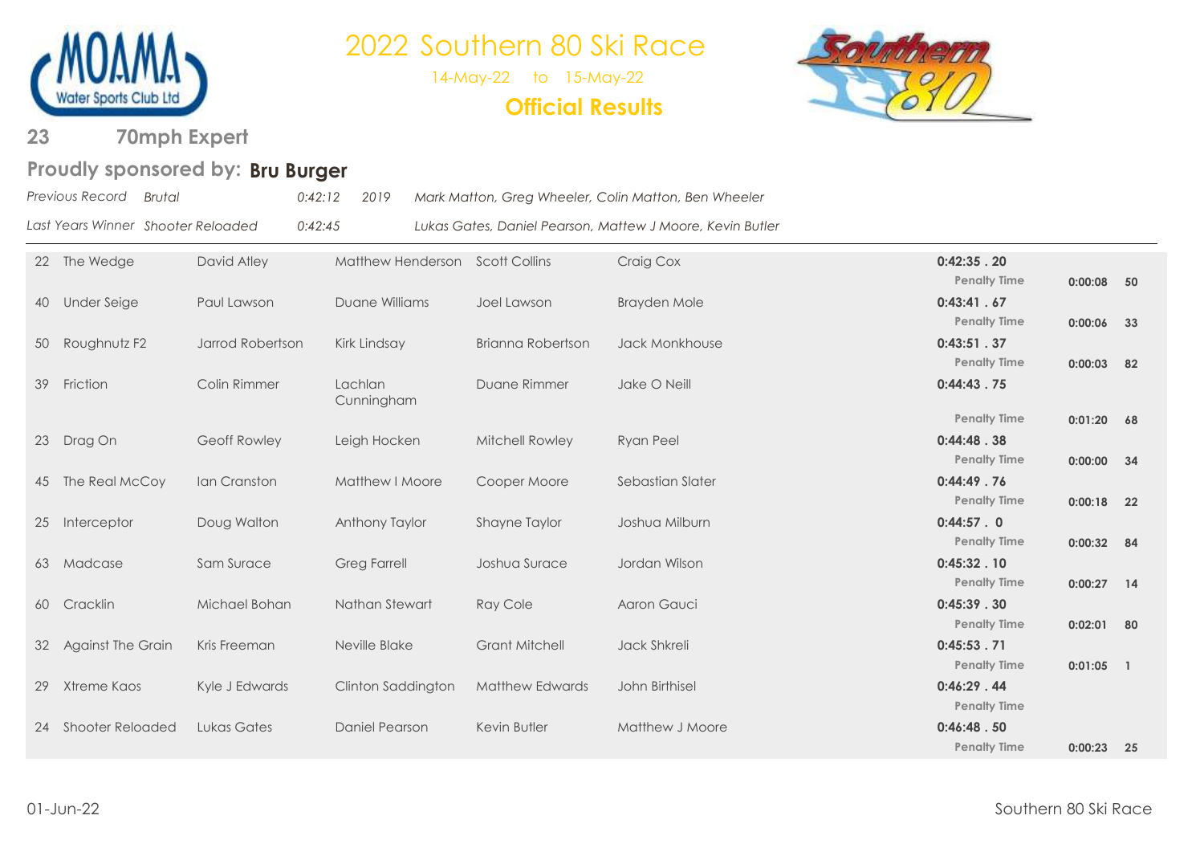# 2022 Southern 80 Ski Race

14-May-22 to 15-May-22

**Official Results**

## 23 70mph Expert

### Proudly sponsored by: **Bru Burger**

*Previous Record Brutal 0:42:12 2019 Mark Matton, Greg Wheeler, Colin Matton, Ben Wheeler*

*Last Years Winner Shooter Reloaded 0:42:45 Lukas Gates, Daniel Pearson, Mattew J Moore, Kevin Butler*

| No. | Boat | Driver | Observer | Skier | Skier | Time | Penalty Time | |
|---|---|---|---|---|---|---|---|---|
| 22 | The Wedge | David Atley | Matthew Henderson | Scott Collins | Craig Cox | 0:42:35 . 20 | 0:00:08 | 50 |
| 40 | Under Seige | Paul Lawson | Duane Williams | Joel Lawson | Brayden Mole | 0:43:41 . 67 | 0:00:06 | 33 |
| 50 | Roughnutz F2 | Jarrod Robertson | Kirk Lindsay | Brianna Robertson | Jack Monkhouse | 0:43:51 . 37 | 0:00:03 | 82 |
| 39 | Friction | Colin Rimmer | Lachlan Cunningham | Duane Rimmer | Jake O Neill | 0:44:43 . 75 | 0:01:20 | 68 |
| 23 | Drag On | Geoff Rowley | Leigh Hocken | Mitchell Rowley | Ryan Peel | 0:44:48 . 38 | 0:00:00 | 34 |
| 45 | The Real McCoy | Ian Cranston | Matthew I Moore | Cooper Moore | Sebastian Slater | 0:44:49 . 76 | 0:00:18 | 22 |
| 25 | Interceptor | Doug Walton | Anthony Taylor | Shayne Taylor | Joshua Milburn | 0:44:57 . 0 | 0:00:32 | 84 |
| 63 | Madcase | Sam Surace | Greg Farrell | Joshua Surace | Jordan Wilson | 0:45:32 . 10 | 0:00:27 | 14 |
| 60 | Cracklin | Michael Bohan | Nathan Stewart | Ray Cole | Aaron Gauci | 0:45:39 . 30 | 0:02:01 | 80 |
| 32 | Against The Grain | Kris Freeman | Neville Blake | Grant Mitchell | Jack Shkreli | 0:45:53 . 71 | 0:01:05 | 1 |
| 29 | Xtreme Kaos | Kyle J Edwards | Clinton Saddington | Matthew Edwards | John Birthisel | 0:46:29 . 44 | | |
| 24 | Shooter Reloaded | Lukas Gates | Daniel Pearson | Kevin Butler | Matthew J Moore | 0:46:48 . 50 | 0:00:23 | 25 |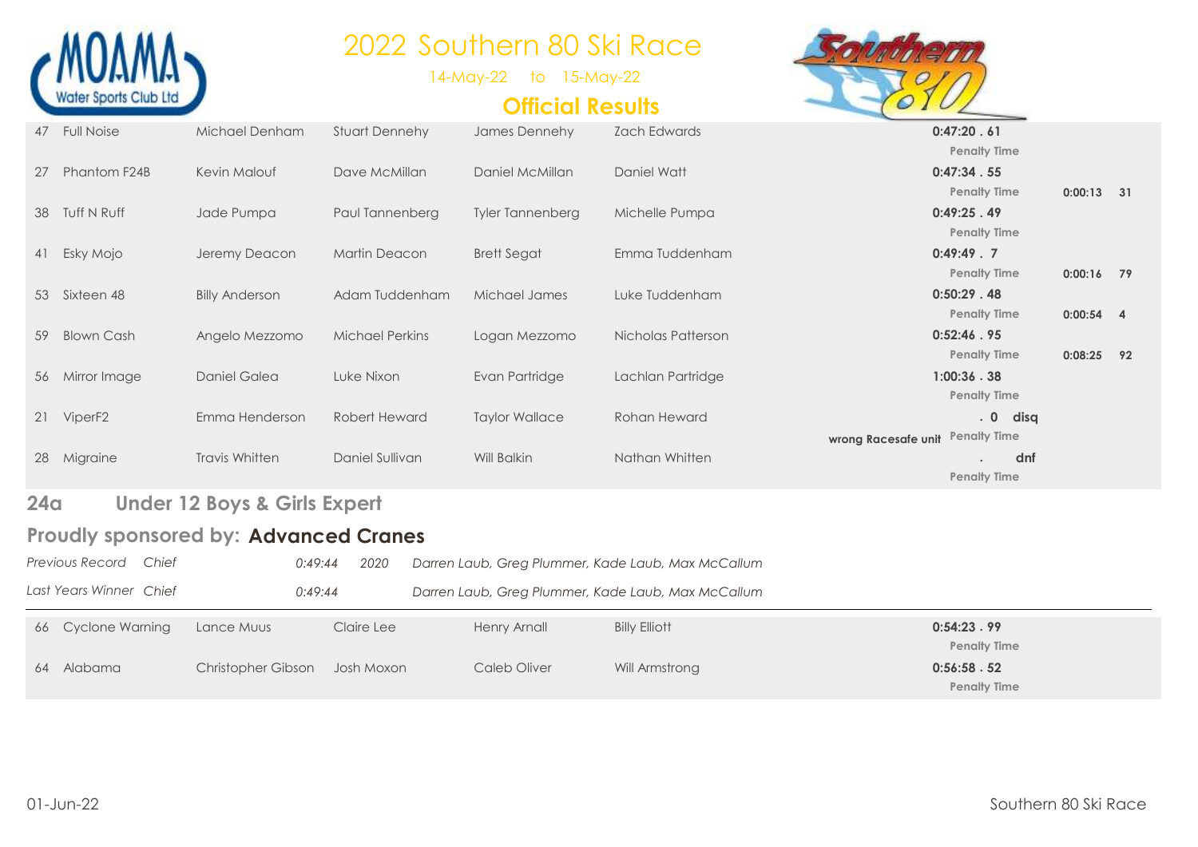# 2022 Southern 80 Ski Race

14-May-22 to 15-May-22

## Official Results

| No. | Boat | Driver | Observer | Skier | Skier | Time | | Penalty Time | |
|---|---|---|---|---|---|---|---|---|---|
| 47 | Full Noise | Michael Denham | Stuart Dennehy | James Dennehy | Zach Edwards | 0:47:20 . 61 | | | |
| 27 | Phantom F24B | Kevin Malouf | Dave McMillan | Daniel McMillan | Daniel Watt | 0:47:34 . 55 | | 0:00:13 | 31 |
| 38 | Tuff N Ruff | Jade Pumpa | Paul Tannenberg | Tyler Tannenberg | Michelle Pumpa | 0:49:25 . 49 | | | |
| 41 | Esky Mojo | Jeremy Deacon | Martin Deacon | Brett Segat | Emma Tuddenham | 0:49:49 . 7 | | 0:00:16 | 79 |
| 53 | Sixteen 48 | Billy Anderson | Adam Tuddenham | Michael James | Luke Tuddenham | 0:50:29 . 48 | | 0:00:54 | 4 |
| 59 | Blown Cash | Angelo Mezzomo | Michael Perkins | Logan Mezzomo | Nicholas Patterson | 0:52:46 . 95 | | 0:08:25 | 92 |
| 56 | Mirror Image | Daniel Galea | Luke Nixon | Evan Partridge | Lachlan Partridge | 1:00:36 . 38 | | | |
| 21 | ViperF2 | Emma Henderson | Robert Heward | Taylor Wallace | Rohan Heward | . 0 | disq | | |
| | | | | | | wrong Racesafe unit | | | |
| 28 | Migraine | Travis Whitten | Daniel Sullivan | Will Balkin | Nathan Whitten | . | dnf | | |

## 24a Under 12 Boys & Girls Expert

### Proudly sponsored by: **Advanced Cranes**

*Previous Record Chief 0:49:44 2020 Darren Laub, Greg Plummer, Kade Laub, Max McCallum*

*Last Years Winner Chief 0:49:44 Darren Laub, Greg Plummer, Kade Laub, Max McCallum*

| No. | Boat | Driver | Observer | Skier | Skier | Time | Penalty Time |
|---|---|---|---|---|---|---|---|
| 66 | Cyclone Warning | Lance Muus | Claire Lee | Henry Arnall | Billy Elliott | 0:54:23 . 99 | |
| 64 | Alabama | Christopher Gibson | Josh Moxon | Caleb Oliver | Will Armstrong | 0:56:58 . 52 | |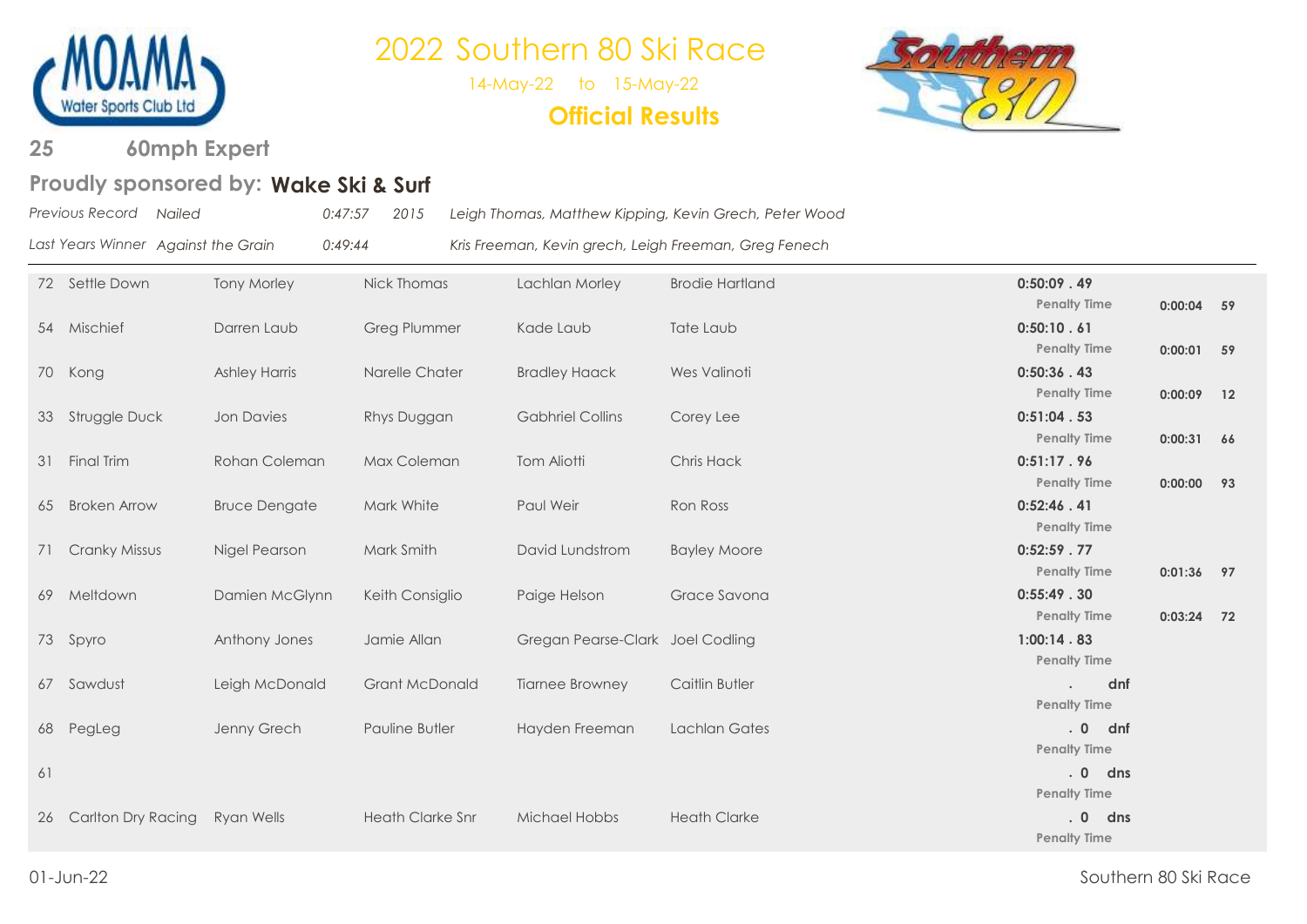# 2022 Southern 80 Ski Race

14-May-22 to 15-May-22

**Official Results**

## 25 60mph Expert

### Proudly sponsored by: **Wake Ski & Surf**

*Previous Record* *Nailed* *0:47:57* *2015* *Leigh Thomas, Matthew Kipping, Kevin Grech, Peter Wood*

*Last Years Winner* *Against the Grain* *0:49:44* *Kris Freeman, Kevin grech, Leigh Freeman, Greg Fenech*

| No. | Boat | Driver | Observer | Skier | Skier | Time | Penalty Time | |
|---|---|---|---|---|---|---|---|---|
| 72 | Settle Down | Tony Morley | Nick Thomas | Lachlan Morley | Brodie Hartland | 0:50:09 . 49 | 0:00:04 | 59 |
| 54 | Mischief | Darren Laub | Greg Plummer | Kade Laub | Tate Laub | 0:50:10 . 61 | 0:00:01 | 59 |
| 70 | Kong | Ashley Harris | Narelle Chater | Bradley Haack | Wes Valinoti | 0:50:36 . 43 | 0:00:09 | 12 |
| 33 | Struggle Duck | Jon Davies | Rhys Duggan | Gabhriel Collins | Corey Lee | 0:51:04 . 53 | 0:00:31 | 66 |
| 31 | Final Trim | Rohan Coleman | Max Coleman | Tom Aliotti | Chris Hack | 0:51:17 . 96 | 0:00:00 | 93 |
| 65 | Broken Arrow | Bruce Dengate | Mark White | Paul Weir | Ron Ross | 0:52:46 . 41 | | |
| 71 | Cranky Missus | Nigel Pearson | Mark Smith | David Lundstrom | Bayley Moore | 0:52:59 . 77 | 0:01:36 | 97 |
| 69 | Meltdown | Damien McGlynn | Keith Consiglio | Paige Helson | Grace Savona | 0:55:49 . 30 | 0:03:24 | 72 |
| 73 | Spyro | Anthony Jones | Jamie Allan | Gregan Pearse-Clark | Joel Codling | 1:00:14 . 83 | | |
| 67 | Sawdust | Leigh McDonald | Grant McDonald | Tiarnee Browney | Caitlin Butler | . dnf | | |
| 68 | PegLeg | Jenny Grech | Pauline Butler | Hayden Freeman | Lachlan Gates | . 0 dnf | | |
| 61 | | | | | | . 0 dns | | |
| 26 | Carlton Dry Racing | Ryan Wells | Heath Clarke Snr | Michael Hobbs | Heath Clarke | . 0 dns | | |

01-Jun-22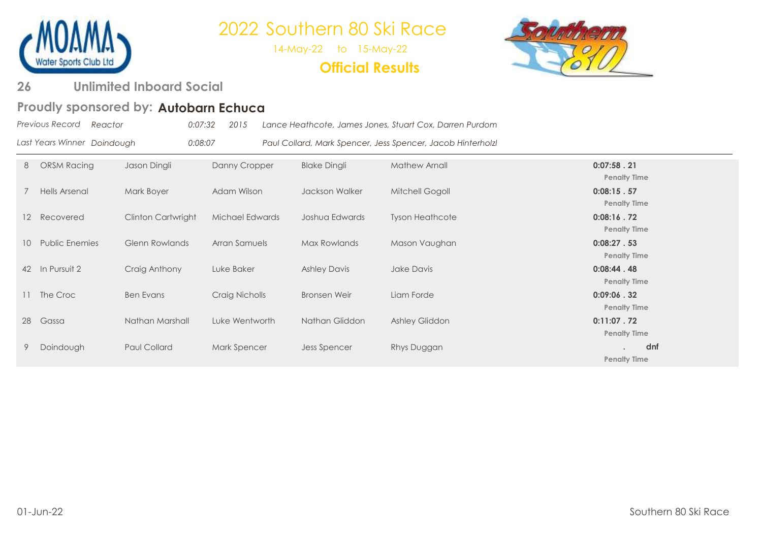# 2022 Southern 80 Ski Race

14-May-22 to 15-May-22

**Official Results**

## 26 Unlimited Inboard Social

### Proudly sponsored by: Autobarn Echuca

*Previous Record Reactor 0:07:32 2015 Lance Heathcote, James Jones, Stuart Cox, Darren Purdom*

*Last Years Winner Doindough 0:08:07 Paul Collard, Mark Spencer, Jess Spencer, Jacob Hinterholzl*

| No. | Boat | | | | | Time |
|---|---|---|---|---|---|---|
| 8 | ORSM Racing | Jason Dingli | Danny Cropper | Blake Dingli | Mathew Arnall | **0:07:58 . 21** Penalty Time |
| 7 | Hells Arsenal | Mark Boyer | Adam Wilson | Jackson Walker | Mitchell Gogoll | **0:08:15 . 57** Penalty Time |
| 12 | Recovered | Clinton Cartwright | Michael Edwards | Joshua Edwards | Tyson Heathcote | **0:08:16 . 72** Penalty Time |
| 10 | Public Enemies | Glenn Rowlands | Arran Samuels | Max Rowlands | Mason Vaughan | **0:08:27 . 53** Penalty Time |
| 42 | In Pursuit 2 | Craig Anthony | Luke Baker | Ashley Davis | Jake Davis | **0:08:44 . 48** Penalty Time |
| 11 | The Croc | Ben Evans | Craig Nicholls | Bronsen Weir | Liam Forde | **0:09:06 . 32** Penalty Time |
| 28 | Gassa | Nathan Marshall | Luke Wentworth | Nathan Gliddon | Ashley Gliddon | **0:11:07 . 72** Penalty Time |
| 9 | Doindough | Paul Collard | Mark Spencer | Jess Spencer | Rhys Duggan | **. dnf** Penalty Time |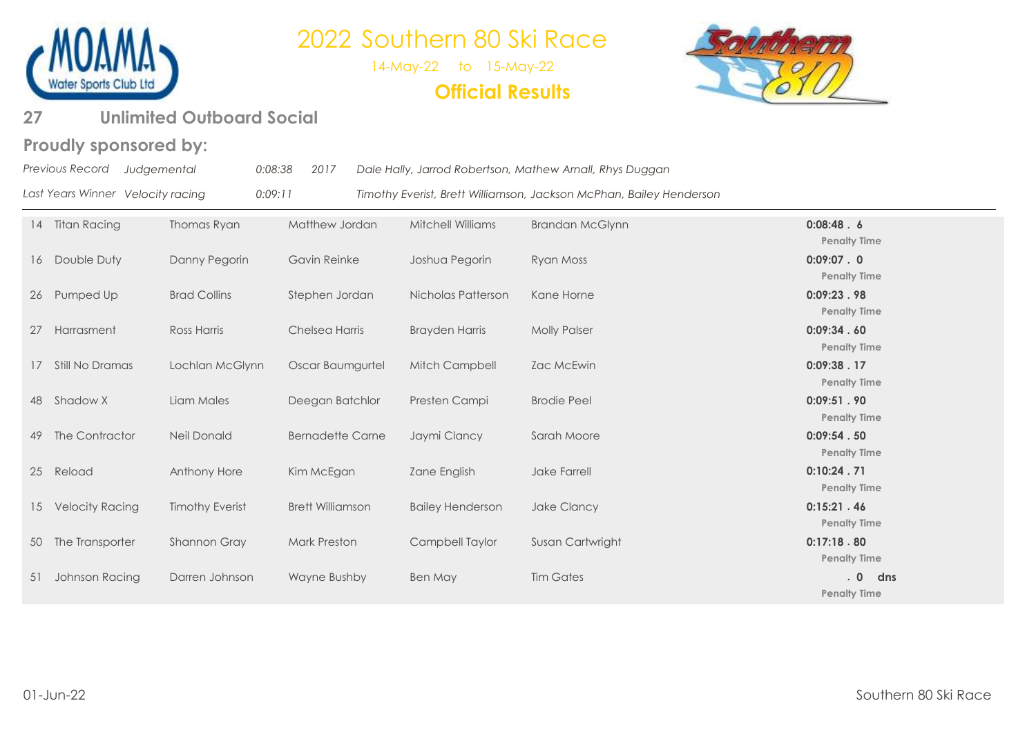# 2022 Southern 80 Ski Race

14-May-22 to 15-May-22

**Official Results**

## 27 Unlimited Outboard Social

### Proudly sponsored by:

*Previous Record Judgemental 0:08:38 2017 Dale Hally, Jarrod Robertson, Mathew Arnall, Rhys Duggan*

*Last Years Winner Velocity racing 0:09:11 Timothy Everist, Brett Williamson, Jackson McPhan, Bailey Henderson*

| No. | Boat | Driver | Observer | Skier | Skier | Time |
|---|---|---|---|---|---|---|
| 14 | Titan Racing | Thomas Ryan | Matthew Jordan | Mitchell Williams | Brandan McGlynn | **0:08:48 . 6** Penalty Time |
| 16 | Double Duty | Danny Pegorin | Gavin Reinke | Joshua Pegorin | Ryan Moss | **0:09:07 . 0** Penalty Time |
| 26 | Pumped Up | Brad Collins | Stephen Jordan | Nicholas Patterson | Kane Horne | **0:09:23 . 98** Penalty Time |
| 27 | Harrasment | Ross Harris | Chelsea Harris | Brayden Harris | Molly Palser | **0:09:34 . 60** Penalty Time |
| 17 | Still No Dramas | Lochlan McGlynn | Oscar Baumgurtel | Mitch Campbell | Zac McEwin | **0:09:38 . 17** Penalty Time |
| 48 | Shadow X | Liam Males | Deegan Batchlor | Presten Campi | Brodie Peel | **0:09:51 . 90** Penalty Time |
| 49 | The Contractor | Neil Donald | Bernadette Carne | Jaymi Clancy | Sarah Moore | **0:09:54 . 50** Penalty Time |
| 25 | Reload | Anthony Hore | Kim McEgan | Zane English | Jake Farrell | **0:10:24 . 71** Penalty Time |
| 15 | Velocity Racing | Timothy Everist | Brett Williamson | Bailey Henderson | Jake Clancy | **0:15:21 . 46** Penalty Time |
| 50 | The Transporter | Shannon Gray | Mark Preston | Campbell Taylor | Susan Cartwright | **0:17:18 . 80** Penalty Time |
| 51 | Johnson Racing | Darren Johnson | Wayne Bushby | Ben May | Tim Gates | **. 0 dns** Penalty Time |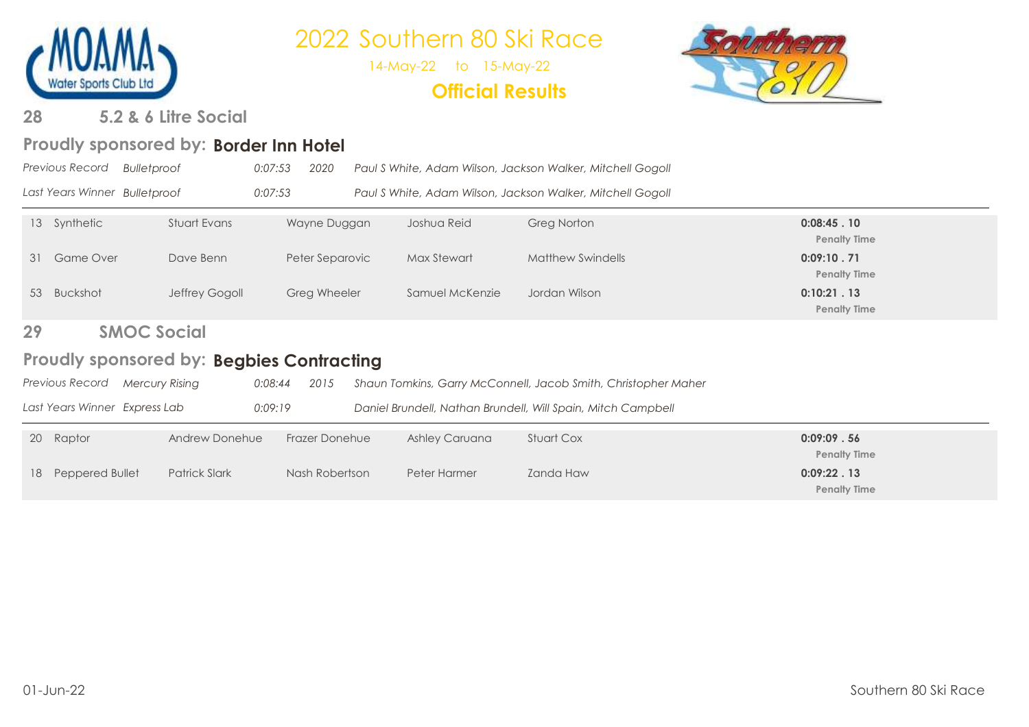# 2022 Southern 80 Ski Race

14-May-22 to 15-May-22

**Official Results**

## 28 5.2 & 6 Litre Social

### Proudly sponsored by: **Border Inn Hotel**

*Previous Record* *Bulletproof* *0:07:53* *2020* *Paul S White, Adam Wilson, Jackson Walker, Mitchell Gogoll*

*Last Years Winner* *Bulletproof* *0:07:53* *Paul S White, Adam Wilson, Jackson Walker, Mitchell Gogoll*

| No. | Boat | | | | | Time |
|---|---|---|---|---|---|---|
| 13 | Synthetic | Stuart Evans | Wayne Duggan | Joshua Reid | Greg Norton | **0:08:45 . 10** Penalty Time |
| 31 | Game Over | Dave Benn | Peter Separovic | Max Stewart | Matthew Swindells | **0:09:10 . 71** Penalty Time |
| 53 | Buckshot | Jeffrey Gogoll | Greg Wheeler | Samuel McKenzie | Jordan Wilson | **0:10:21 . 13** Penalty Time |

## 29 SMOC Social

### Proudly sponsored by: **Begbies Contracting**

*Previous Record* *Mercury Rising* *0:08:44* *2015* *Shaun Tomkins, Garry McConnell, Jacob Smith, Christopher Maher*

*Last Years Winner* *Express Lab* *0:09:19* *Daniel Brundell, Nathan Brundell, Will Spain, Mitch Campbell*

| No. | Boat | | | | | Time |
|---|---|---|---|---|---|---|
| 20 | Raptor | Andrew Donehue | Frazer Donehue | Ashley Caruana | Stuart Cox | **0:09:09 . 56** Penalty Time |
| 18 | Peppered Bullet | Patrick Slark | Nash Robertson | Peter Harmer | Zanda Haw | **0:09:22 . 13** Penalty Time |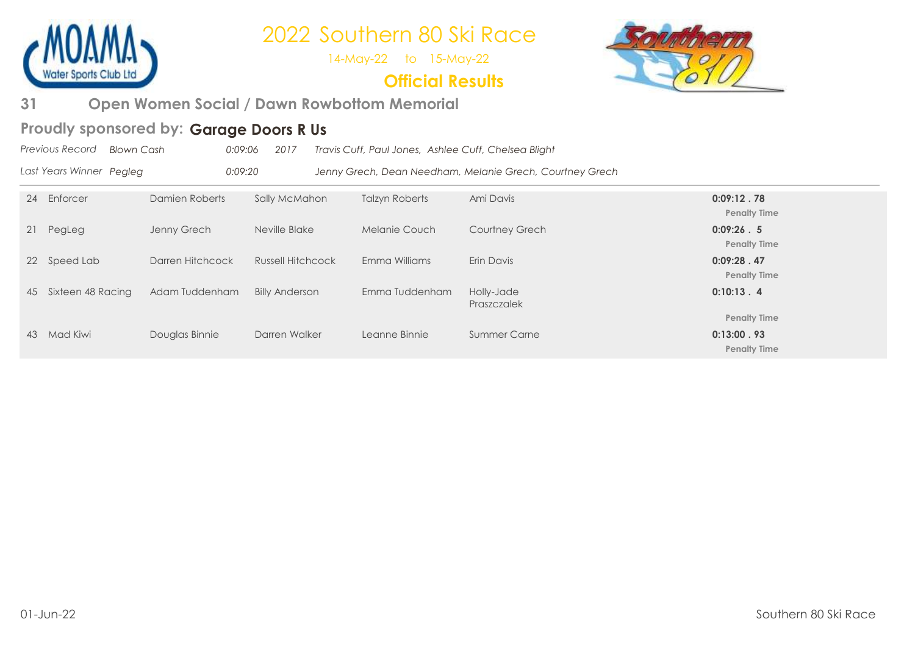# 2022 Southern 80 Ski Race

14-May-22 to 15-May-22

**Official Results**

## 31 Open Women Social / Dawn Rowbottom Memorial

### Proudly sponsored by: **Garage Doors R Us**

*Previous Record Blown Cash 0:09:06 2017 Travis Cuff, Paul Jones, Ashlee Cuff, Chelsea Blight*

*Last Years Winner Pegleg 0:09:20 Jenny Grech, Dean Needham, Melanie Grech, Courtney Grech*

| No. | Team | | | | | Time |
|---|---|---|---|---|---|---|
| 24 | Enforcer | Damien Roberts | Sally McMahon | Talzyn Roberts | Ami Davis | **0:09:12 . 78**<br>**Penalty Time** |
| 21 | PegLeg | Jenny Grech | Neville Blake | Melanie Couch | Courtney Grech | **0:09:26 . 5**<br>**Penalty Time** |
| 22 | Speed Lab | Darren Hitchcock | Russell Hitchcock | Emma Williams | Erin Davis | **0:09:28 . 47**<br>**Penalty Time** |
| 45 | Sixteen 48 Racing | Adam Tuddenham | Billy Anderson | Emma Tuddenham | Holly-Jade Praszczalek | **0:10:13 . 4**<br>**Penalty Time** |
| 43 | Mad Kiwi | Douglas Binnie | Darren Walker | Leanne Binnie | Summer Carne | **0:13:00 . 93**<br>**Penalty Time** |

01-Jun-22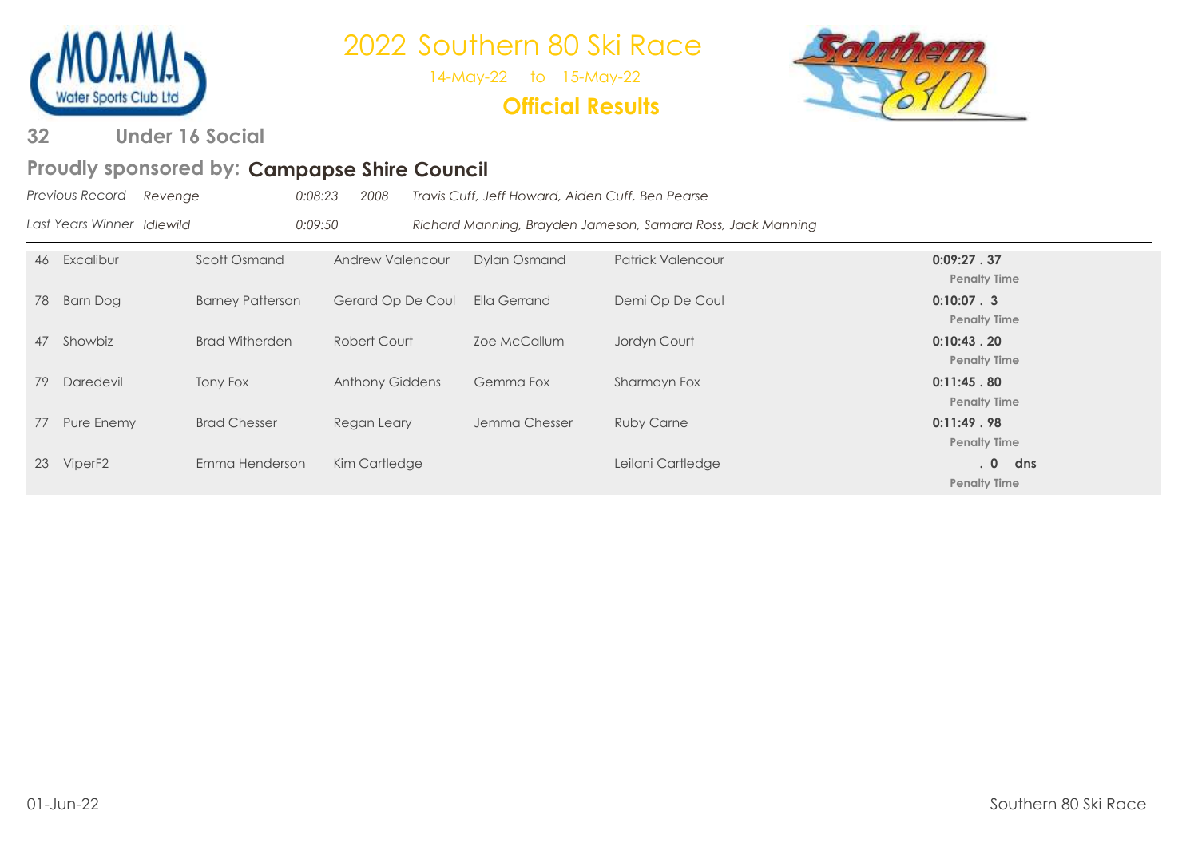# 2022 Southern 80 Ski Race

14-May-22 to 15-May-22

**Official Results**

## 32 Under 16 Social

### Proudly sponsored by: Campapse Shire Council

*Previous Record* *Revenge* *0:08:23* *2008* *Travis Cuff, Jeff Howard, Aiden Cuff, Ben Pearse*

*Last Years Winner* *Idlewild* *0:09:50* *Richard Manning, Brayden Jameson, Samara Ross, Jack Manning*

| No. | Boat | Crew 1 | Crew 2 | Crew 3 | Crew 4 | Time |
|---|---|---|---|---|---|---|
| 46 | Excalibur | Scott Osmand | Andrew Valencour | Dylan Osmand | Patrick Valencour | **0:09:27 . 37** Penalty Time |
| 78 | Barn Dog | Barney Patterson | Gerard Op De Coul | Ella Gerrand | Demi Op De Coul | **0:10:07 . 3** Penalty Time |
| 47 | Showbiz | Brad Witherden | Robert Court | Zoe McCallum | Jordyn Court | **0:10:43 . 20** Penalty Time |
| 79 | Daredevil | Tony Fox | Anthony Giddens | Gemma Fox | Sharmayn Fox | **0:11:45 . 80** Penalty Time |
| 77 | Pure Enemy | Brad Chesser | Regan Leary | Jemma Chesser | Ruby Carne | **0:11:49 . 98** Penalty Time |
| 23 | ViperF2 | Emma Henderson | Kim Cartledge | | Leilani Cartledge | **. 0 dns** Penalty Time |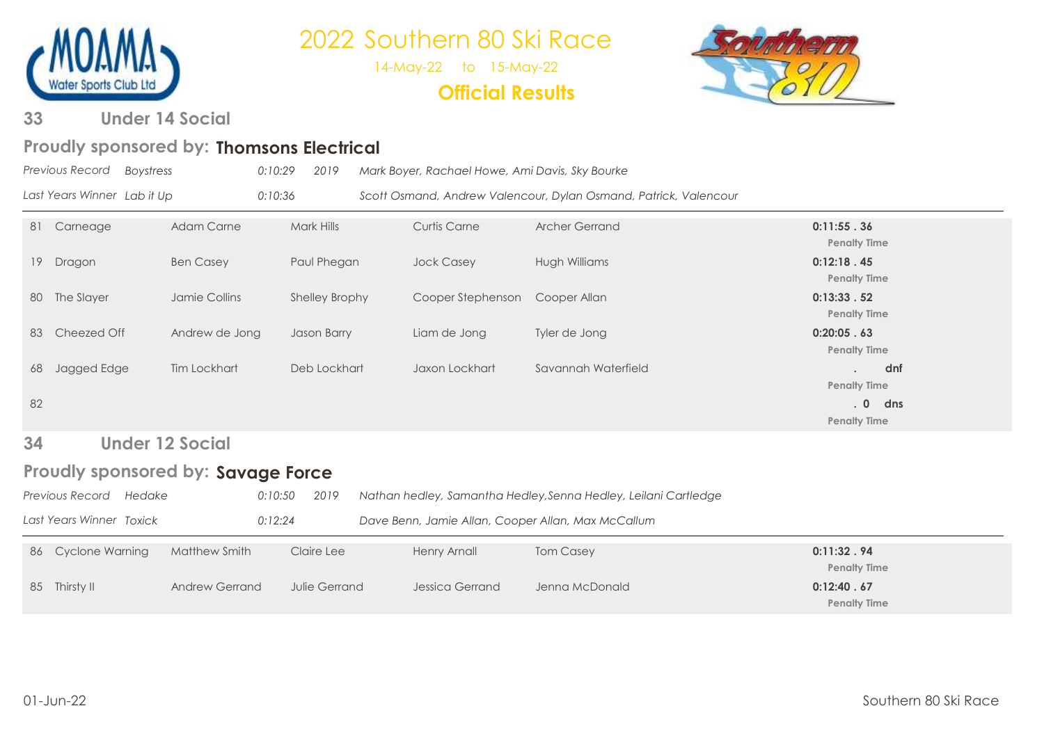# 2022 Southern 80 Ski Race

14-May-22 to 15-May-22

**Official Results**

## 33 Under 14 Social

### Proudly sponsored by: Thomsons Electrical

*Previous Record* *Boystress* *0:10:29* *2019* *Mark Boyer, Rachael Howe, Ami Davis, Sky Bourke*

*Last Years Winner* *Lab it Up* *0:10:36* *Scott Osmand, Andrew Valencour, Dylan Osmand, Patrick, Valencour*

| No. | Boat | Driver | Observer | Skier | Skier | Time |
|---|---|---|---|---|---|---|
| 81 | Carneage | Adam Carne | Mark Hills | Curtis Carne | Archer Gerrand | **0:11:55 . 36**<br>Penalty Time |
| 19 | Dragon | Ben Casey | Paul Phegan | Jock Casey | Hugh Williams | **0:12:18 . 45**<br>Penalty Time |
| 80 | The Slayer | Jamie Collins | Shelley Brophy | Cooper Stephenson | Cooper Allan | **0:13:33 . 52**<br>Penalty Time |
| 83 | Cheezed Off | Andrew de Jong | Jason Barry | Liam de Jong | Tyler de Jong | **0:20:05 . 63**<br>Penalty Time |
| 68 | Jagged Edge | Tim Lockhart | Deb Lockhart | Jaxon Lockhart | Savannah Waterfield | **. dnf**<br>Penalty Time |
| 82 | | | | | | **. 0 dns**<br>Penalty Time |

## 34 Under 12 Social

### Proudly sponsored by: Savage Force

*Previous Record* *Hedake* *0:10:50* *2019* *Nathan hedley, Samantha Hedley,Senna Hedley, Leilani Cartledge*

*Last Years Winner* *Toxick* *0:12:24* *Dave Benn, Jamie Allan, Cooper Allan, Max McCallum*

| No. | Boat | Driver | Observer | Skier | Skier | Time |
|---|---|---|---|---|---|---|
| 86 | Cyclone Warning | Matthew Smith | Claire Lee | Henry Arnall | Tom Casey | **0:11:32 . 94**<br>Penalty Time |
| 85 | Thirsty II | Andrew Gerrand | Julie Gerrand | Jessica Gerrand | Jenna McDonald | **0:12:40 . 67**<br>Penalty Time |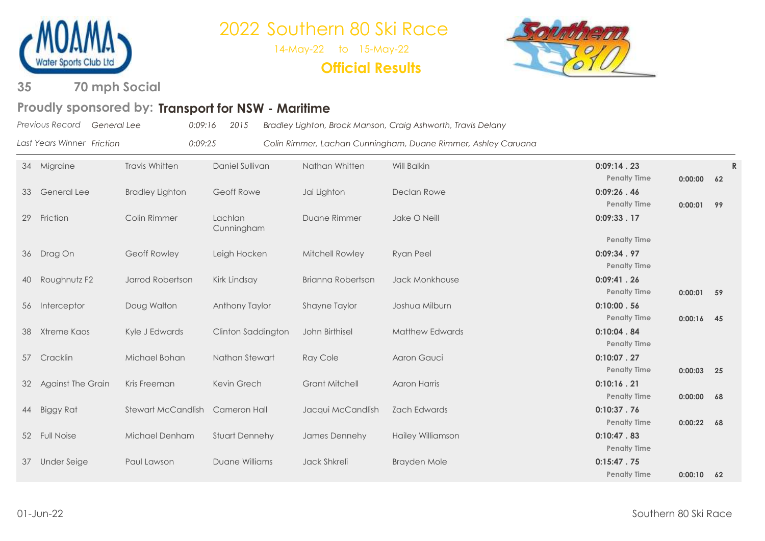# 2022 Southern 80 Ski Race

14-May-22 to 15-May-22

**Official Results**

## 35 70 mph Social

### Proudly sponsored by: **Transport for NSW - Maritime**

*Previous Record General Lee 0:09:16 2015 Bradley Lighton, Brock Manson, Craig Ashworth, Travis Delany*

*Last Years Winner Friction 0:09:25 Colin Rimmer, Lachan Cunningham, Duane Rimmer, Ashley Caruana*

| No. | Boat | Driver | Observer | Skier | Skier | Time | Penalty | | |
|---|---|---|---|---|---|---|---|---|---|
| 34 | Migraine | Travis Whitten | Daniel Sullivan | Nathan Whitten | Will Balkin | 0:09:14 . 23 | 0:00:00 | 62 | R |
| 33 | General Lee | Bradley Lighton | Geoff Rowe | Jai Lighton | Declan Rowe | 0:09:26 . 46 | 0:00:01 | 99 | |
| 29 | Friction | Colin Rimmer | Lachlan Cunningham | Duane Rimmer | Jake O Neill | 0:09:33 . 17 | | | |
| 36 | Drag On | Geoff Rowley | Leigh Hocken | Mitchell Rowley | Ryan Peel | 0:09:34 . 97 | | | |
| 40 | Roughnutz F2 | Jarrod Robertson | Kirk Lindsay | Brianna Robertson | Jack Monkhouse | 0:09:41 . 26 | 0:00:01 | 59 | |
| 56 | Interceptor | Doug Walton | Anthony Taylor | Shayne Taylor | Joshua Milburn | 0:10:00 . 56 | 0:00:16 | 45 | |
| 38 | Xtreme Kaos | Kyle J Edwards | Clinton Saddington | John Birthisel | Matthew Edwards | 0:10:04 . 84 | | | |
| 57 | Cracklin | Michael Bohan | Nathan Stewart | Ray Cole | Aaron Gauci | 0:10:07 . 27 | 0:00:03 | 25 | |
| 32 | Against The Grain | Kris Freeman | Kevin Grech | Grant Mitchell | Aaron Harris | 0:10:16 . 21 | 0:00:00 | 68 | |
| 44 | Biggy Rat | Stewart McCandlish | Cameron Hall | Jacqui McCandlish | Zach Edwards | 0:10:37 . 76 | 0:00:22 | 68 | |
| 52 | Full Noise | Michael Denham | Stuart Dennehy | James Dennehy | Hailey Williamson | 0:10:47 . 83 | | | |
| 37 | Under Seige | Paul Lawson | Duane Williams | Jack Shkreli | Brayden Mole | 0:15:47 . 75 | 0:00:10 | 62 | |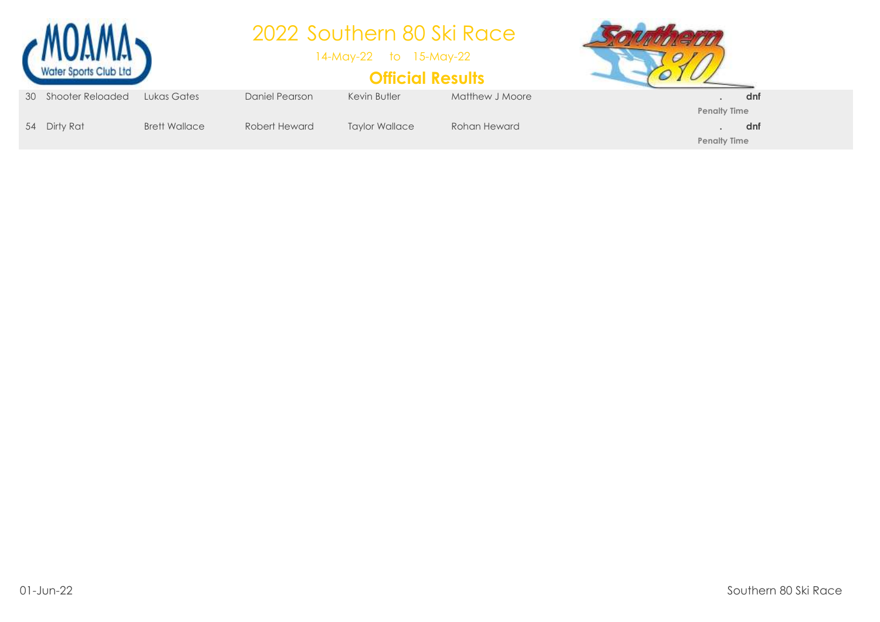# 2022 Southern 80 Ski Race

14-May-22 to 15-May-22

## Official Results

| | | | | | | | |
|---|---|---|---|---|---|---|---|
| 30 | Shooter Reloaded | Lukas Gates | Daniel Pearson | Kevin Butler | Matthew J Moore | . | **dnf** |
| | | | | | | **Penalty Time** | |
| 54 | Dirty Rat | Brett Wallace | Robert Heward | Taylor Wallace | Rohan Heward | . | **dnf** |
| | | | | | | **Penalty Time** | |

01-Jun-22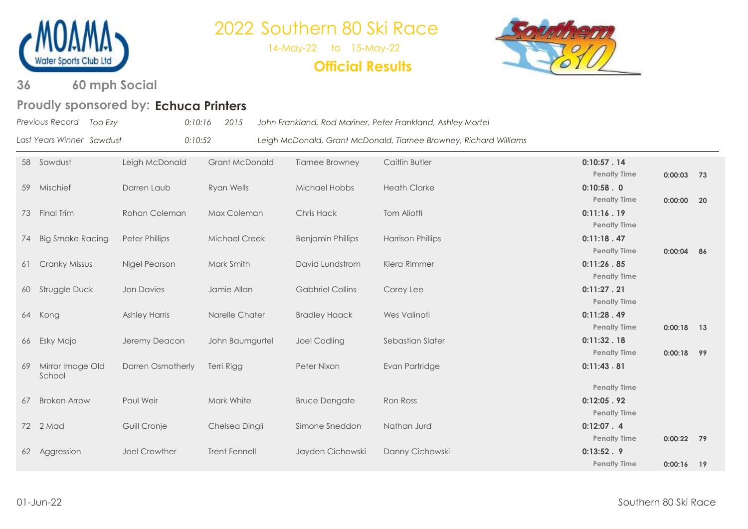# 2022 Southern 80 Ski Race

14-May-22 to 15-May-22

**Official Results**

## 36 60 mph Social

### Proudly sponsored by: **Echuca Printers**

*Previous Record Too Ezy 0:10:16 2015 John Frankland, Rod Mariner, Peter Frankland, Ashley Mortel*

*Last Years Winner Sawdust 0:10:52 Leigh McDonald, Grant McDonald, Tiarnee Browney, Richard Williams*

| No. | Boat | Driver | Observer | Skier | Skier | Time | Penalty Time | |
|---|---|---|---|---|---|---|---|---|
| 58 | Sawdust | Leigh McDonald | Grant McDonald | Tiarnee Browney | Caitlin Butler | **0:10:57 . 14** | 0:00:03 | 73 |
| 59 | Mischief | Darren Laub | Ryan Wells | Michael Hobbs | Heath Clarke | **0:10:58 . 0** | 0:00:00 | 20 |
| 73 | Final Trim | Rohan Coleman | Max Coleman | Chris Hack | Tom Aliotti | **0:11:16 . 19** | | |
| 74 | Big Smoke Racing | Peter Phillips | Michael Creek | Benjamin Phillips | Harrison Phillips | **0:11:18 . 47** | 0:00:04 | 86 |
| 61 | Cranky Missus | Nigel Pearson | Mark Smith | David Lundstrom | Kiera Rimmer | **0:11:26 . 85** | | |
| 60 | Struggle Duck | Jon Davies | Jamie Allan | Gabhriel Collins | Corey Lee | **0:11:27 . 21** | | |
| 64 | Kong | Ashley Harris | Narelle Chater | Bradley Haack | Wes Valinoti | **0:11:28 . 49** | 0:00:18 | 13 |
| 66 | Esky Mojo | Jeremy Deacon | John Baumgurtel | Joel Codling | Sebastian Slater | **0:11:32 . 18** | 0:00:18 | 99 |
| 69 | Mirror Image Old School | Darren Osmotherly | Terri Rigg | Peter Nixon | Evan Partridge | **0:11:43 . 81** | | |
| 67 | Broken Arrow | Paul Weir | Mark White | Bruce Dengate | Ron Ross | **0:12:05 . 92** | | |
| 72 | 2 Mad | Guill Cronje | Chelsea Dingli | Simone Sneddon | Nathan Jurd | **0:12:07 . 4** | 0:00:22 | 79 |
| 62 | Aggression | Joel Crowther | Trent Fennell | Jayden Cichowski | Danny Cichowski | **0:13:52 . 9** | 0:00:16 | 19 |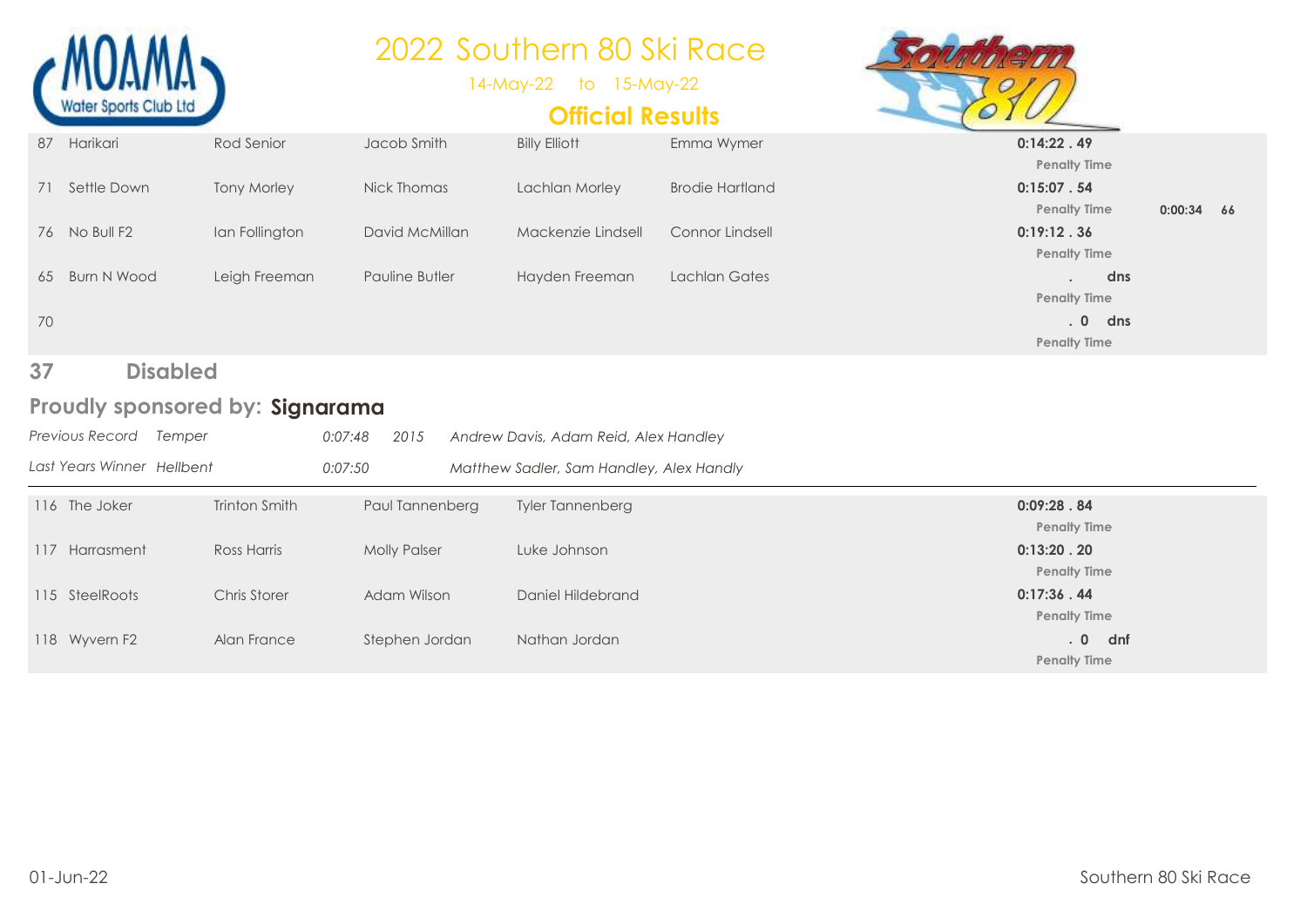# 2022 Southern 80 Ski Race

14-May-22 to 15-May-22

## Official Results

| No. | Boat | Driver | Observer | Skier | Skier | Time | Penalty Time |
|---|---|---|---|---|---|---|---|
| 87 | Harikari | Rod Senior | Jacob Smith | Billy Elliott | Emma Wymer | 0:14:22 . 49 | |
| 71 | Settle Down | Tony Morley | Nick Thomas | Lachlan Morley | Brodie Hartland | 0:15:07 . 54 | 0:00:34 66 |
| 76 | No Bull F2 | Ian Follington | David McMillan | Mackenzie Lindsell | Connor Lindsell | 0:19:12 . 36 | |
| 65 | Burn N Wood | Leigh Freeman | Pauline Butler | Hayden Freeman | Lachlan Gates | . dns | |
| 70 | | | | | | . 0 dns | |

## 37 Disabled

### Proudly sponsored by: Signarama

*Previous Record Temper 0:07:48 2015 Andrew Davis, Adam Reid, Alex Handley*

*Last Years Winner Hellbent 0:07:50 Matthew Sadler, Sam Handley, Alex Handly*

| No. | Boat | Driver | Observer | Skier | Time | Penalty Time |
|---|---|---|---|---|---|---|
| 116 | The Joker | Trinton Smith | Paul Tannenberg | Tyler Tannenberg | 0:09:28 . 84 | |
| 117 | Harrasment | Ross Harris | Molly Palser | Luke Johnson | 0:13:20 . 20 | |
| 115 | SteelRoots | Chris Storer | Adam Wilson | Daniel Hildebrand | 0:17:36 . 44 | |
| 118 | Wyvern F2 | Alan France | Stephen Jordan | Nathan Jordan | . 0 dnf | |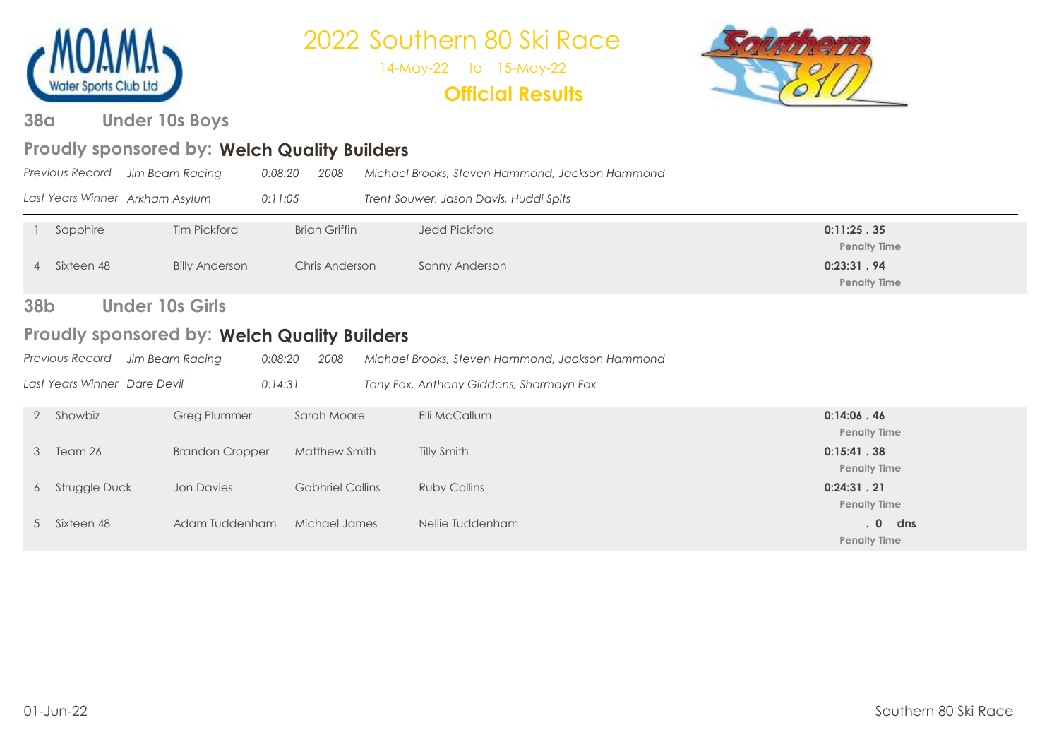# 2022 Southern 80 Ski Race

14-May-22 to 15-May-22

**Official Results**

## 38a Under 10s Boys

### Proudly sponsored by: Welch Quality Builders

*Previous Record* *Jim Beam Racing* *0:08:20* *2008* *Michael Brooks, Steven Hammond, Jackson Hammond*

*Last Years Winner* *Arkham Asylum* *0:11:05* *Trent Souwer, Jason Davis, Huddi Spits*

| # | Team | Driver | Observer | Skier | Time |
|---|---|---|---|---|---|
| 1 | Sapphire | Tim Pickford | Brian Griffin | Jedd Pickford | **0:11:25 . 35** Penalty Time |
| 4 | Sixteen 48 | Billy Anderson | Chris Anderson | Sonny Anderson | **0:23:31 . 94** Penalty Time |

## 38b Under 10s Girls

### Proudly sponsored by: Welch Quality Builders

*Previous Record* *Jim Beam Racing* *0:08:20* *2008* *Michael Brooks, Steven Hammond, Jackson Hammond*

*Last Years Winner* *Dare Devil* *0:14:31* *Tony Fox, Anthony Giddens, Sharmayn Fox*

| # | Team | Driver | Observer | Skier | Time |
|---|---|---|---|---|---|
| 2 | Showbiz | Greg Plummer | Sarah Moore | Elli McCallum | **0:14:06 . 46** Penalty Time |
| 3 | Team 26 | Brandon Cropper | Matthew Smith | Tilly Smith | **0:15:41 . 38** Penalty Time |
| 6 | Struggle Duck | Jon Davies | Gabhriel Collins | Ruby Collins | **0:24:31 . 21** Penalty Time |
| 5 | Sixteen 48 | Adam Tuddenham | Michael James | Nellie Tuddenham | **. 0 dns** Penalty Time |

01-Jun-22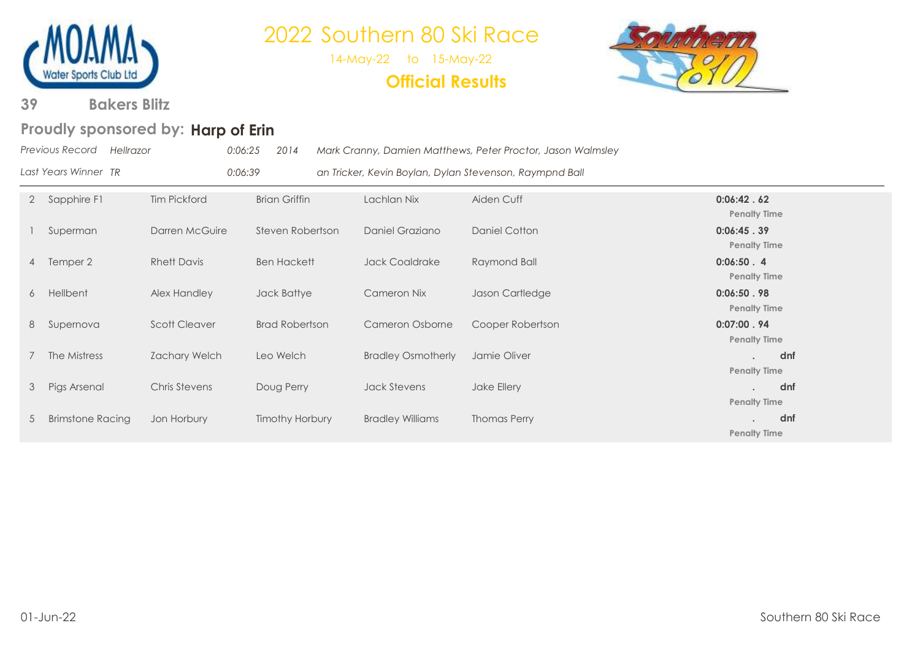# 2022 Southern 80 Ski Race

14-May-22 to 15-May-22

**Official Results**

## 39 Bakers Blitz

### Proudly sponsored by: **Harp of Erin**

*Previous Record* *Hellrazor* *0:06:25* *2014* *Mark Cranny, Damien Matthews, Peter Proctor, Jason Walmsley*

*Last Years Winner* *TR* *0:06:39* *an Tricker, Kevin Boylan, Dylan Stevenson, Raympnd Ball*

| No. | Boat | Driver | Observer | Skier | Skier | Time |
|---|---|---|---|---|---|---|
| 2 | Sapphire F1 | Tim Pickford | Brian Griffin | Lachlan Nix | Aiden Cuff | **0:06:42 . 62** Penalty Time |
| 1 | Superman | Darren McGuire | Steven Robertson | Daniel Graziano | Daniel Cotton | **0:06:45 . 39** Penalty Time |
| 4 | Temper 2 | Rhett Davis | Ben Hackett | Jack Coaldrake | Raymond Ball | **0:06:50 . 4** Penalty Time |
| 6 | Hellbent | Alex Handley | Jack Battye | Cameron Nix | Jason Cartledge | **0:06:50 . 98** Penalty Time |
| 8 | Supernova | Scott Cleaver | Brad Robertson | Cameron Osborne | Cooper Robertson | **0:07:00 . 94** Penalty Time |
| 7 | The Mistress | Zachary Welch | Leo Welch | Bradley Osmotherly | Jamie Oliver | . **dnf** Penalty Time |
| 3 | Pigs Arsenal | Chris Stevens | Doug Perry | Jack Stevens | Jake Ellery | . **dnf** Penalty Time |
| 5 | Brimstone Racing | Jon Horbury | Timothy Horbury | Bradley Williams | Thomas Perry | . **dnf** Penalty Time |

01-Jun-22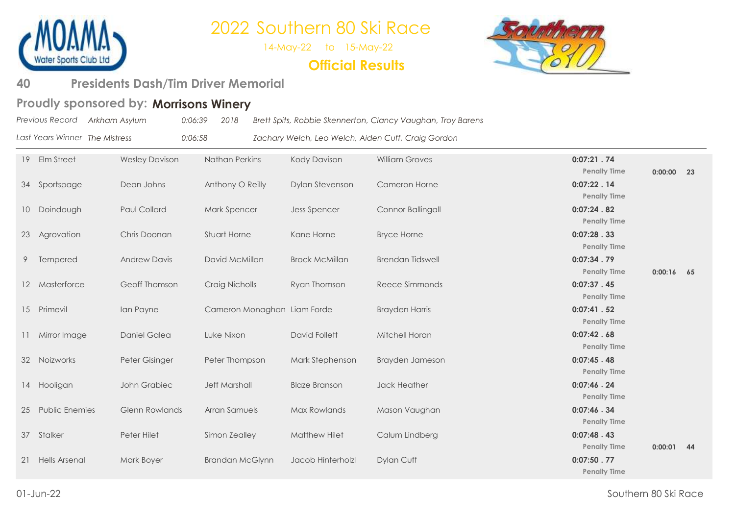# 2022 Southern 80 Ski Race

14-May-22 to 15-May-22

**Official Results**

## 40 Presidents Dash/Tim Driver Memorial

### Proudly sponsored by: **Morrisons Winery**

*Previous Record* *Arkham Asylum* *0:06:39* *2018* *Brett Spits, Robbie Skennerton, Clancy Vaughan, Troy Barens*

*Last Years Winner* *The Mistress* *0:06:58* *Zachary Welch, Leo Welch, Aiden Cuff, Craig Gordon*

| No. | Boat | Driver | Observer | Skier | Skier | Time | Penalty Time | |
|---|---|---|---|---|---|---|---|---|
| 19 | Elm Street | Wesley Davison | Nathan Perkins | Kody Davison | William Groves | 0:07:21 . 74 | 0:00:00 | 23 |
| 34 | Sportspage | Dean Johns | Anthony O Reilly | Dylan Stevenson | Cameron Horne | 0:07:22 . 14 | | |
| 10 | Doindough | Paul Collard | Mark Spencer | Jess Spencer | Connor Ballingall | 0:07:24 . 82 | | |
| 23 | Agrovation | Chris Doonan | Stuart Horne | Kane Horne | Bryce Horne | 0:07:28 . 33 | | |
| 9 | Tempered | Andrew Davis | David McMillan | Brock McMillan | Brendan Tidswell | 0:07:34 . 79 | 0:00:16 | 65 |
| 12 | Masterforce | Geoff Thomson | Craig Nicholls | Ryan Thomson | Reece Simmonds | 0:07:37 . 45 | | |
| 15 | Primevil | Ian Payne | Cameron Monaghan | Liam Forde | Brayden Harris | 0:07:41 . 52 | | |
| 11 | Mirror Image | Daniel Galea | Luke Nixon | David Follett | Mitchell Horan | 0:07:42 . 68 | | |
| 32 | Noizworks | Peter Gisinger | Peter Thompson | Mark Stephenson | Brayden Jameson | 0:07:45 . 48 | | |
| 14 | Hooligan | John Grabiec | Jeff Marshall | Blaze Branson | Jack Heather | 0:07:46 . 24 | | |
| 25 | Public Enemies | Glenn Rowlands | Arran Samuels | Max Rowlands | Mason Vaughan | 0:07:46 . 34 | | |
| 37 | Stalker | Peter Hilet | Simon Zealley | Matthew Hilet | Calum Lindberg | 0:07:48 . 43 | 0:00:01 | 44 |
| 21 | Hells Arsenal | Mark Boyer | Brandan McGlynn | Jacob Hinterholzl | Dylan Cuff | 0:07:50 . 77 | | |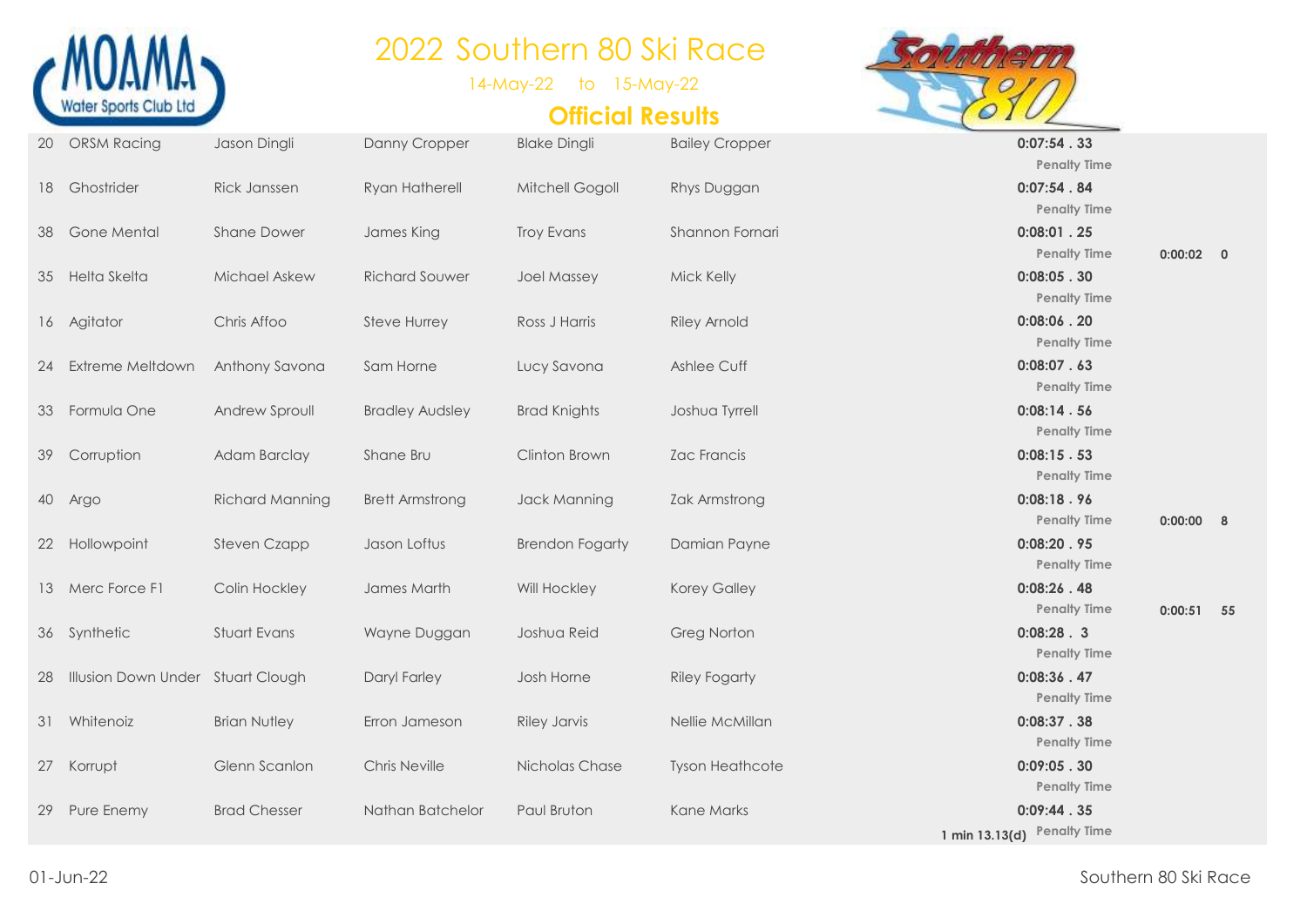# 2022 Southern 80 Ski Race

14-May-22 to 15-May-22

## Official Results

| No. | Team | Driver | Observer | Skier | Skier | Time / Penalty Time | Penalty | |
|---|---|---|---|---|---|---|---|---|
| 20 | ORSM Racing | Jason Dingli | Danny Cropper | Blake Dingli | Bailey Cropper | 0:07:54 . 33 | | |
| | | | | | | Penalty Time | | |
| 18 | Ghostrider | Rick Janssen | Ryan Hatherell | Mitchell Gogoll | Rhys Duggan | 0:07:54 . 84 | | |
| | | | | | | Penalty Time | | |
| 38 | Gone Mental | Shane Dower | James King | Troy Evans | Shannon Fornari | 0:08:01 . 25 | | |
| | | | | | | Penalty Time | 0:00:02 | 0 |
| 35 | Helta Skelta | Michael Askew | Richard Souwer | Joel Massey | Mick Kelly | 0:08:05 . 30 | | |
| | | | | | | Penalty Time | | |
| 16 | Agitator | Chris Affoo | Steve Hurrey | Ross J Harris | Riley Arnold | 0:08:06 . 20 | | |
| | | | | | | Penalty Time | | |
| 24 | Extreme Meltdown | Anthony Savona | Sam Horne | Lucy Savona | Ashlee Cuff | 0:08:07 . 63 | | |
| | | | | | | Penalty Time | | |
| 33 | Formula One | Andrew Sproull | Bradley Audsley | Brad Knights | Joshua Tyrrell | 0:08:14 . 56 | | |
| | | | | | | Penalty Time | | |
| 39 | Corruption | Adam Barclay | Shane Bru | Clinton Brown | Zac Francis | 0:08:15 . 53 | | |
| | | | | | | Penalty Time | | |
| 40 | Argo | Richard Manning | Brett Armstrong | Jack Manning | Zak Armstrong | 0:08:18 . 96 | | |
| | | | | | | Penalty Time | 0:00:00 | 8 |
| 22 | Hollowpoint | Steven Czapp | Jason Loftus | Brendon Fogarty | Damian Payne | 0:08:20 . 95 | | |
| | | | | | | Penalty Time | | |
| 13 | Merc Force F1 | Colin Hockley | James Marth | Will Hockley | Korey Galley | 0:08:26 . 48 | | |
| | | | | | | Penalty Time | 0:00:51 | 55 |
| 36 | Synthetic | Stuart Evans | Wayne Duggan | Joshua Reid | Greg Norton | 0:08:28 . 3 | | |
| | | | | | | Penalty Time | | |
| 28 | Illusion Down Under | Stuart Clough | Daryl Farley | Josh Horne | Riley Fogarty | 0:08:36 . 47 | | |
| | | | | | | Penalty Time | | |
| 31 | Whitenoiz | Brian Nutley | Erron Jameson | Riley Jarvis | Nellie McMillan | 0:08:37 . 38 | | |
| | | | | | | Penalty Time | | |
| 27 | Korrupt | Glenn Scanlon | Chris Neville | Nicholas Chase | Tyson Heathcote | 0:09:05 . 30 | | |
| | | | | | | Penalty Time | | |
| 29 | Pure Enemy | Brad Chesser | Nathan Batchelor | Paul Bruton | Kane Marks | 0:09:44 . 35 | | |
| | | | | | | 1 min 13.13(d) Penalty Time | | |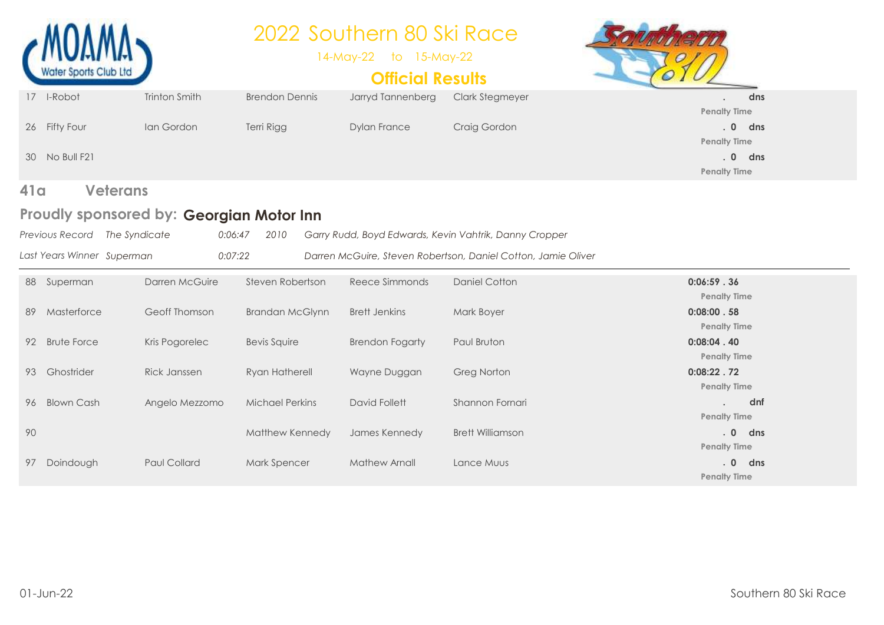# 2022 Southern 80 Ski Race

14-May-22 to 15-May-22

**Official Results**

| No. | Boat | Driver | Observer | Skier | Skier | Time |
|---|---|---|---|---|---|---|
| 17 | I-Robot | Trinton Smith | Brendon Dennis | Jarryd Tannenberg | Clark Stegmeyer | . **dns**<br>Penalty Time |
| 26 | Fifty Four | Ian Gordon | Terri Rigg | Dylan France | Craig Gordon | **. 0 dns**<br>Penalty Time |
| 30 | No Bull F21 | | | | | **. 0 dns**<br>Penalty Time |

## 41a Veterans

### Proudly sponsored by: Georgian Motor Inn

*Previous Record The Syndicate 0:06:47 2010 Garry Rudd, Boyd Edwards, Kevin Vahtrik, Danny Cropper*

*Last Years Winner Superman 0:07:22 Darren McGuire, Steven Robertson, Daniel Cotton, Jamie Oliver*

| No. | Boat | Driver | Observer | Skier | Skier | Time |
|---|---|---|---|---|---|---|
| 88 | Superman | Darren McGuire | Steven Robertson | Reece Simmonds | Daniel Cotton | **0:06:59 . 36**<br>Penalty Time |
| 89 | Masterforce | Geoff Thomson | Brandan McGlynn | Brett Jenkins | Mark Boyer | **0:08:00 . 58**<br>Penalty Time |
| 92 | Brute Force | Kris Pogorelec | Bevis Squire | Brendon Fogarty | Paul Bruton | **0:08:04 . 40**<br>Penalty Time |
| 93 | Ghostrider | Rick Janssen | Ryan Hatherell | Wayne Duggan | Greg Norton | **0:08:22 . 72**<br>Penalty Time |
| 96 | Blown Cash | Angelo Mezzomo | Michael Perkins | David Follett | Shannon Fornari | . **dnf**<br>Penalty Time |
| 90 | | | Matthew Kennedy | James Kennedy | Brett Williamson | **. 0 dns**<br>Penalty Time |
| 97 | Doindough | Paul Collard | Mark Spencer | Mathew Arnall | Lance Muus | **. 0 dns**<br>Penalty Time |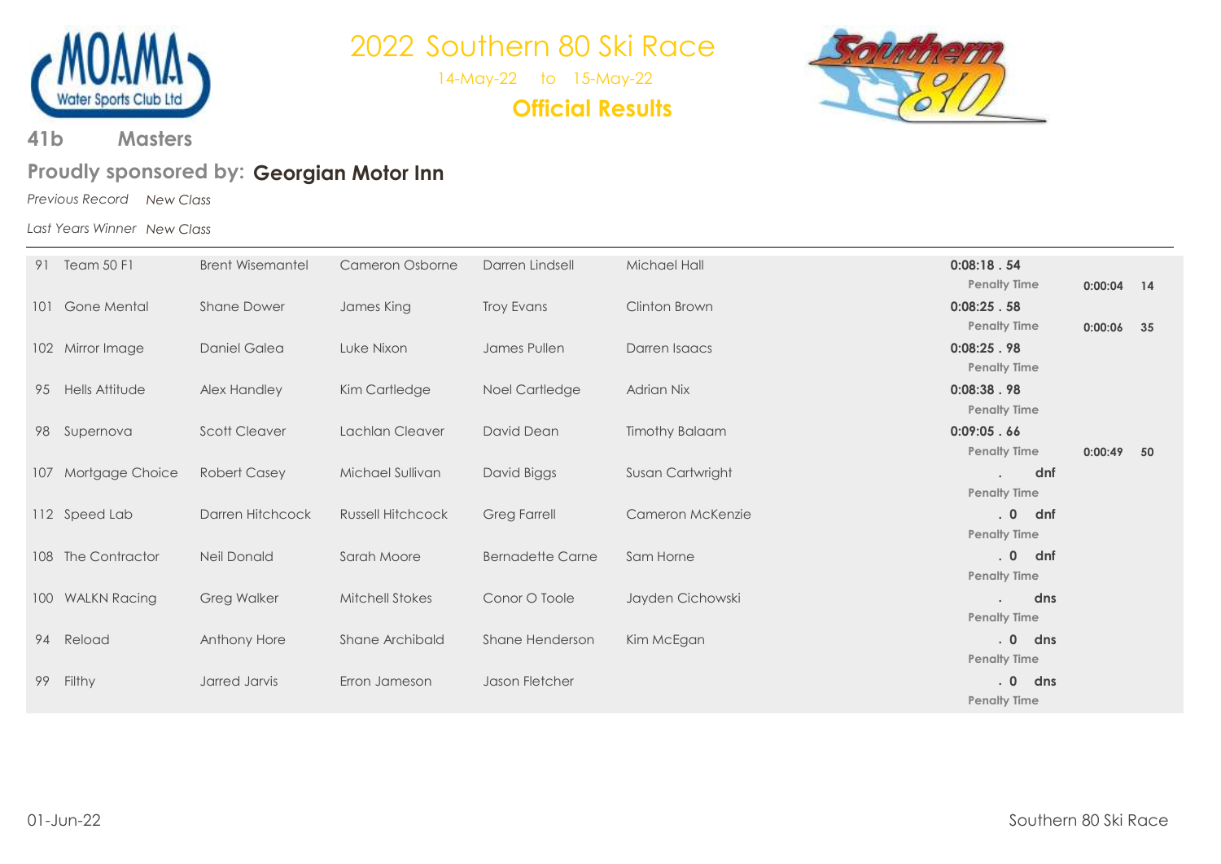# 2022 Southern 80 Ski Race

14-May-22 to 15-May-22

**Official Results**

## 41b Masters

**Proudly sponsored by: Georgian Motor Inn**

*Previous Record* *New Class*

*Last Years Winner* *New Class*

| No. | Team | Driver | Observer | Skier | Skier | Time | Penalty Time | |
|---|---|---|---|---|---|---|---|---|
| 91 | Team 50 F1 | Brent Wisemantel | Cameron Osborne | Darren Lindsell | Michael Hall | 0:08:18 . 54 | 0:00:04 | 14 |
| 101 | Gone Mental | Shane Dower | James King | Troy Evans | Clinton Brown | 0:08:25 . 58 | 0:00:06 | 35 |
| 102 | Mirror Image | Daniel Galea | Luke Nixon | James Pullen | Darren Isaacs | 0:08:25 . 98 | | |
| 95 | Hells Attitude | Alex Handley | Kim Cartledge | Noel Cartledge | Adrian Nix | 0:08:38 . 98 | | |
| 98 | Supernova | Scott Cleaver | Lachlan Cleaver | David Dean | Timothy Balaam | 0:09:05 . 66 | 0:00:49 | 50 |
| 107 | Mortgage Choice | Robert Casey | Michael Sullivan | David Biggs | Susan Cartwright | . dnf | | |
| 112 | Speed Lab | Darren Hitchcock | Russell Hitchcock | Greg Farrell | Cameron McKenzie | . 0 dnf | | |
| 108 | The Contractor | Neil Donald | Sarah Moore | Bernadette Carne | Sam Horne | . 0 dnf | | |
| 100 | WALKN Racing | Greg Walker | Mitchell Stokes | Conor O Toole | Jayden Cichowski | . dns | | |
| 94 | Reload | Anthony Hore | Shane Archibald | Shane Henderson | Kim McEgan | . 0 dns | | |
| 99 | Filthy | Jarred Jarvis | Erron Jameson | Jason Fletcher | | . 0 dns | | |

01-Jun-22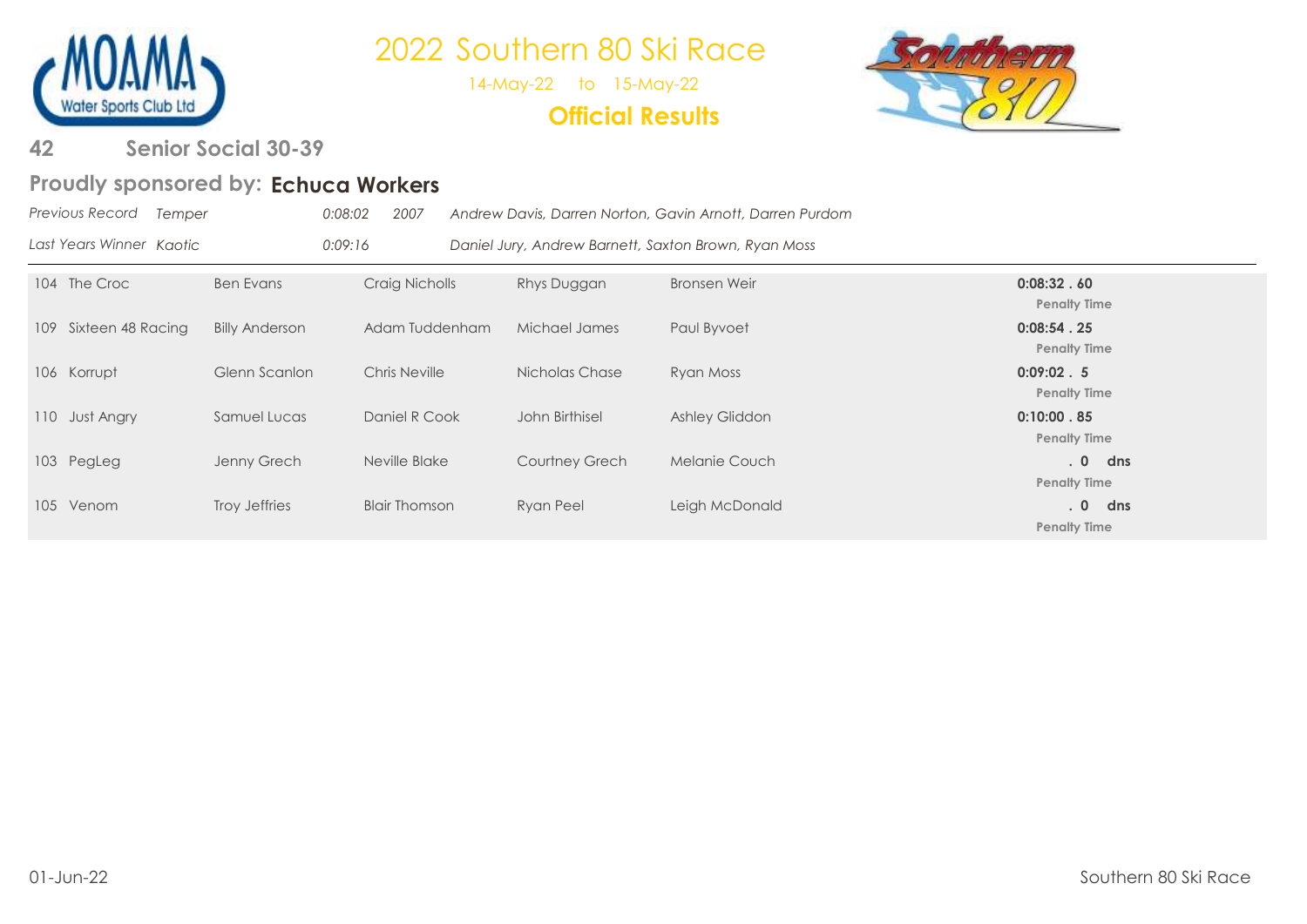# 2022 Southern 80 Ski Race

14-May-22 to 15-May-22

**Official Results**

## 42 Senior Social 30-39

### Proudly sponsored by: **Echuca Workers**

*Previous Record Temper 0:08:02 2007 Andrew Davis, Darren Norton, Gavin Arnott, Darren Purdom*

*Last Years Winner Kaotic 0:09:16 Daniel Jury, Andrew Barnett, Saxton Brown, Ryan Moss*

| | | | | | |
|---|---|---|---|---|---|
| 104 The Croc | Ben Evans | Craig Nicholls | Rhys Duggan | Bronsen Weir | **0:08:32 . 60** **Penalty Time** |
| 109 Sixteen 48 Racing | Billy Anderson | Adam Tuddenham | Michael James | Paul Byvoet | **0:08:54 . 25** **Penalty Time** |
| 106 Korrupt | Glenn Scanlon | Chris Neville | Nicholas Chase | Ryan Moss | **0:09:02 . 5** **Penalty Time** |
| 110 Just Angry | Samuel Lucas | Daniel R Cook | John Birthisel | Ashley Gliddon | **0:10:00 . 85** **Penalty Time** |
| 103 PegLeg | Jenny Grech | Neville Blake | Courtney Grech | Melanie Couch | **. 0 dns** **Penalty Time** |
| 105 Venom | Troy Jeffries | Blair Thomson | Ryan Peel | Leigh McDonald | **. 0 dns** **Penalty Time** |

01-Jun-22